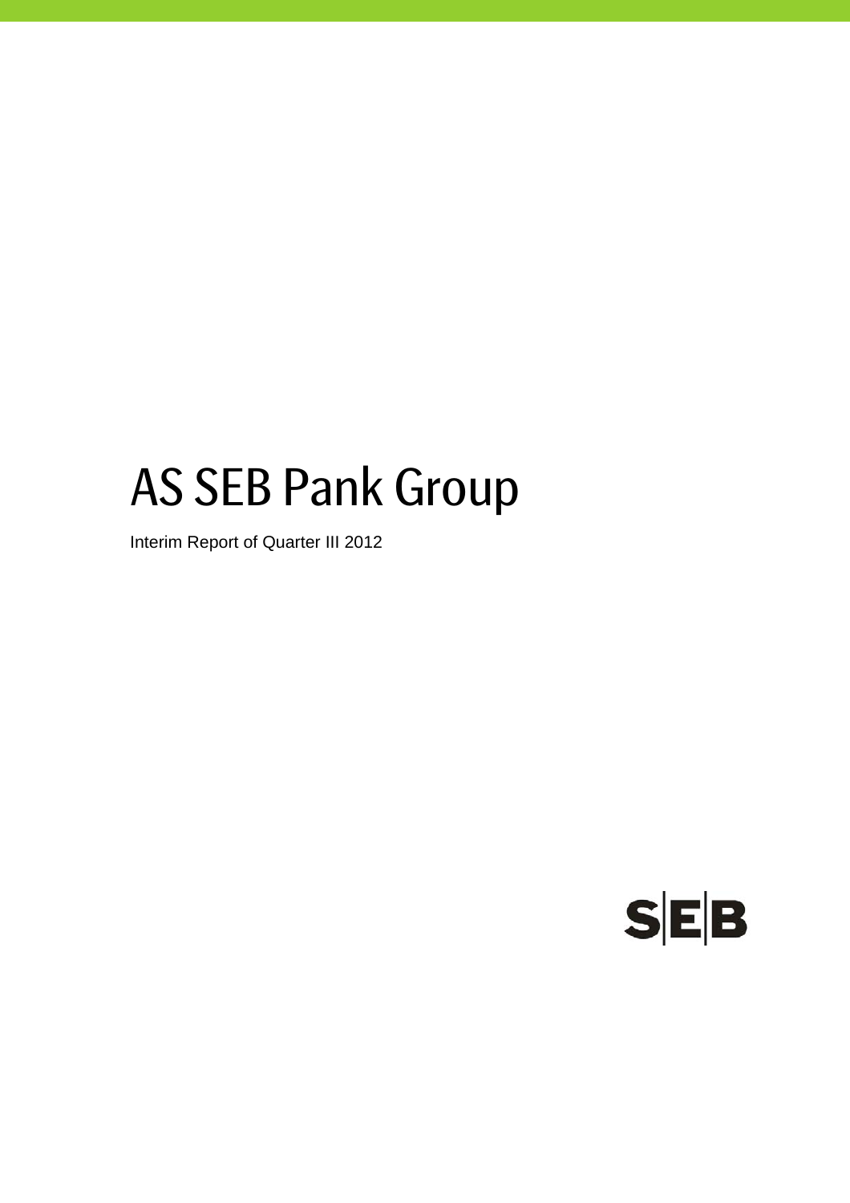# AS SEB Pank Group

Interim Report of Quarter III 2012

SEB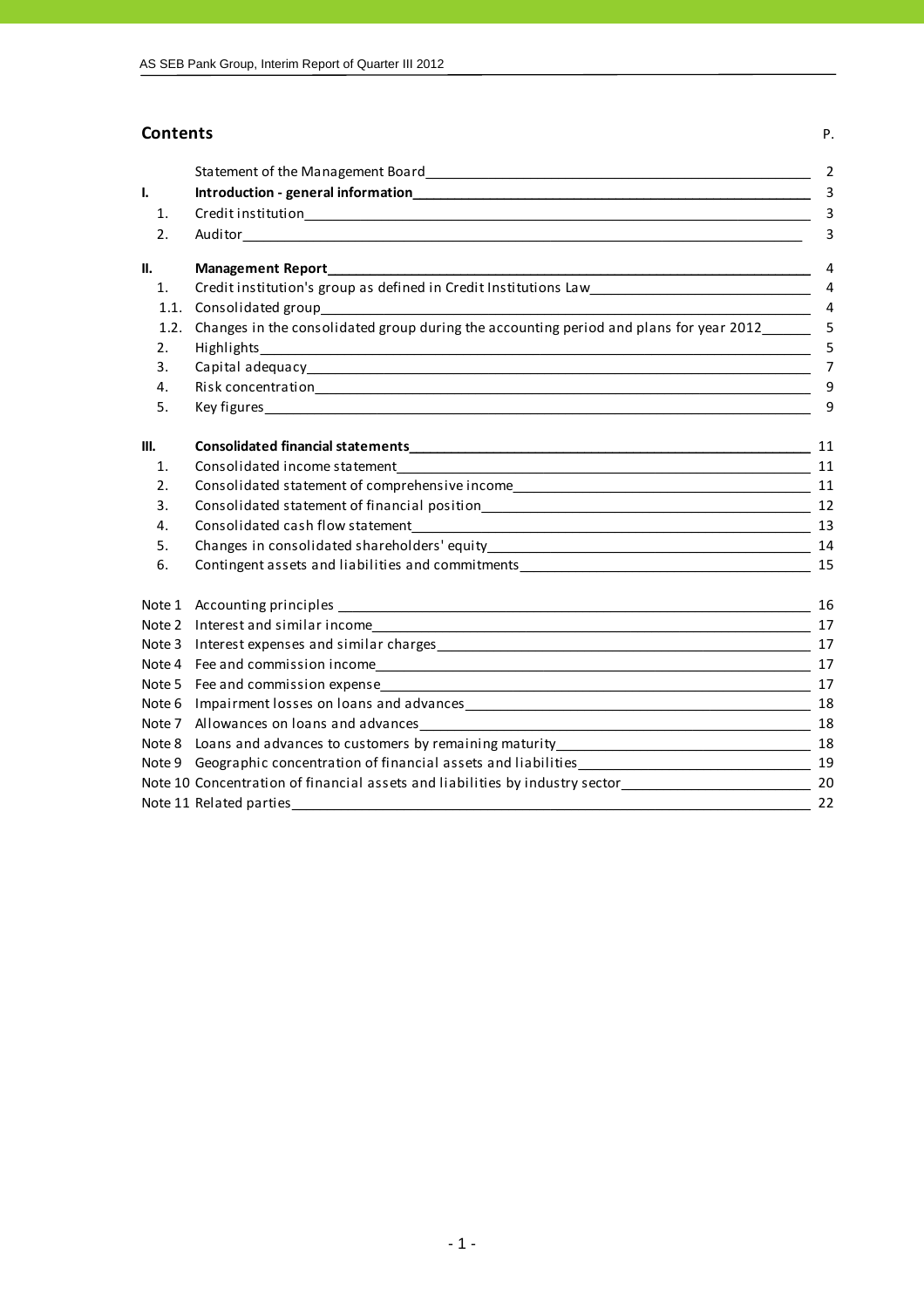## Contents

| | | P. |
|---|---|---|
| | Statement of the Management Board | 2 |
| **I.** | **Introduction - general information** | 3 |
| 1. | Credit institution | 3 |
| 2. | Auditor | 3 |
| **II.** | **Management Report** | 4 |
| 1. | Credit institution's group as defined in Credit Institutions Law | 4 |
| 1.1. | Consolidated group | 4 |
| 1.2. | Changes in the consolidated group during the accounting period and plans for year 2012 | 5 |
| 2. | Highlights | 5 |
| 3. | Capital adequacy | 7 |
| 4. | Risk concentration | 9 |
| 5. | Key figures | 9 |
| **III.** | **Consolidated financial statements** | 11 |
| 1. | Consolidated income statement | 11 |
| 2. | Consolidated statement of comprehensive income | 11 |
| 3. | Consolidated statement of financial position | 12 |
| 4. | Consolidated cash flow statement | 13 |
| 5. | Changes in consolidated shareholders' equity | 14 |
| 6. | Contingent assets and liabilities and commitments | 15 |
| Note 1 | Accounting principles | 16 |
| Note 2 | Interest and similar income | 17 |
| Note 3 | Interest expenses and similar charges | 17 |
| Note 4 | Fee and commission income | 17 |
| Note 5 | Fee and commission expense | 17 |
| Note 6 | Impairment losses on loans and advances | 18 |
| Note 7 | Allowances on loans and advances | 18 |
| Note 8 | Loans and advances to customers by remaining maturity | 18 |
| Note 9 | Geographic concentration of financial assets and liabilities | 19 |
| Note 10 | Concentration of financial assets and liabilities by industry sector | 20 |
| Note 11 | Related parties | 22 |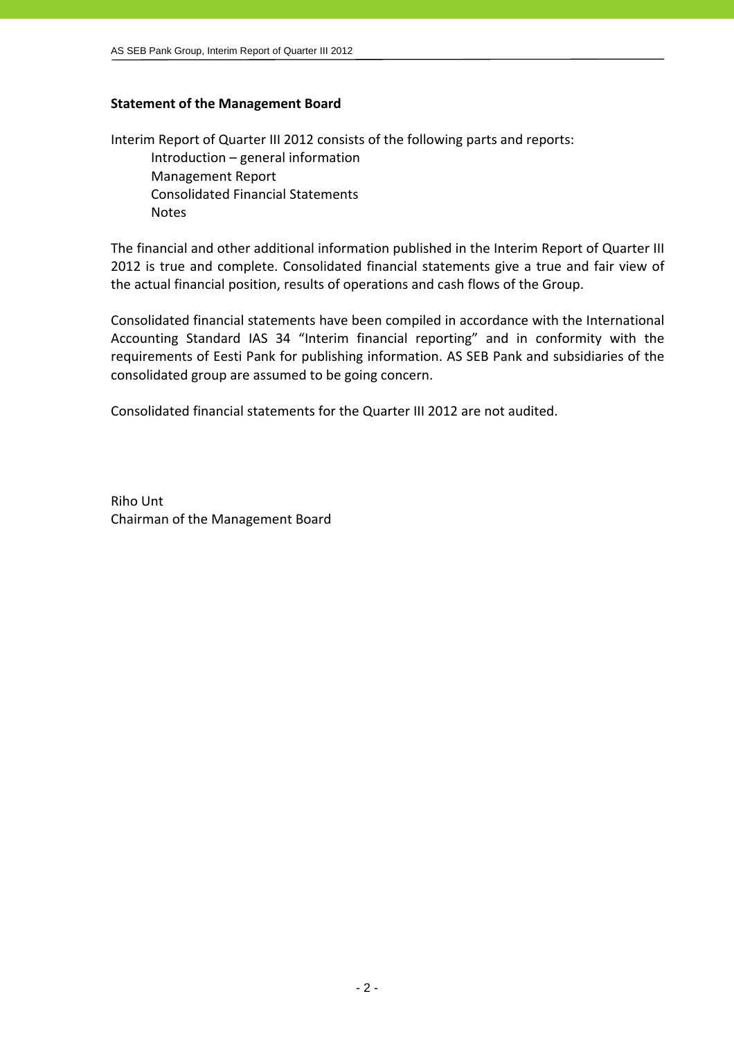## Statement of the Management Board

Interim Report of Quarter III 2012 consists of the following parts and reports:

- Introduction – general information
- Management Report
- Consolidated Financial Statements
- Notes

The financial and other additional information published in the Interim Report of Quarter III 2012 is true and complete. Consolidated financial statements give a true and fair view of the actual financial position, results of operations and cash flows of the Group.

Consolidated financial statements have been compiled in accordance with the International Accounting Standard IAS 34 "Interim financial reporting" and in conformity with the requirements of Eesti Pank for publishing information. AS SEB Pank and subsidiaries of the consolidated group are assumed to be going concern.

Consolidated financial statements for the Quarter III 2012 are not audited.

Riho Unt
Chairman of the Management Board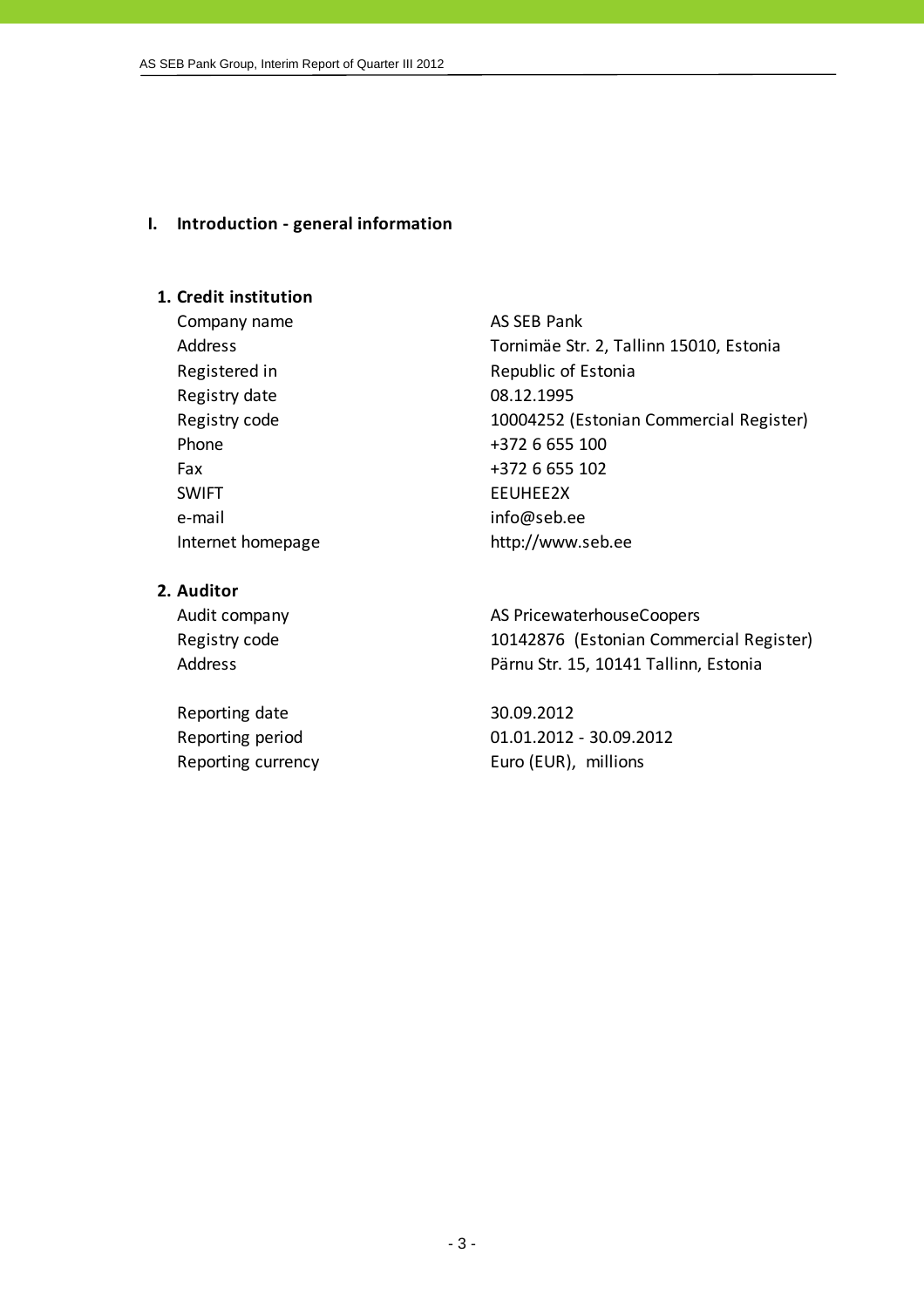## I. Introduction - general information

### 1. Credit institution

| | |
|---|---|
| Company name | AS SEB Pank |
| Address | Tornimäe Str. 2, Tallinn 15010, Estonia |
| Registered in | Republic of Estonia |
| Registry date | 08.12.1995 |
| Registry code | 10004252 (Estonian Commercial Register) |
| Phone | +372 6 655 100 |
| Fax | +372 6 655 102 |
| SWIFT | EEUHEE2X |
| e-mail | info@seb.ee |
| Internet homepage | http://www.seb.ee |

### 2. Auditor

| | |
|---|---|
| Audit company | AS PricewaterhouseCoopers |
| Registry code | 10142876 (Estonian Commercial Register) |
| Address | Pärnu Str. 15, 10141 Tallinn, Estonia |

| | |
|---|---|
| Reporting date | 30.09.2012 |
| Reporting period | 01.01.2012 - 30.09.2012 |
| Reporting currency | Euro (EUR), millions |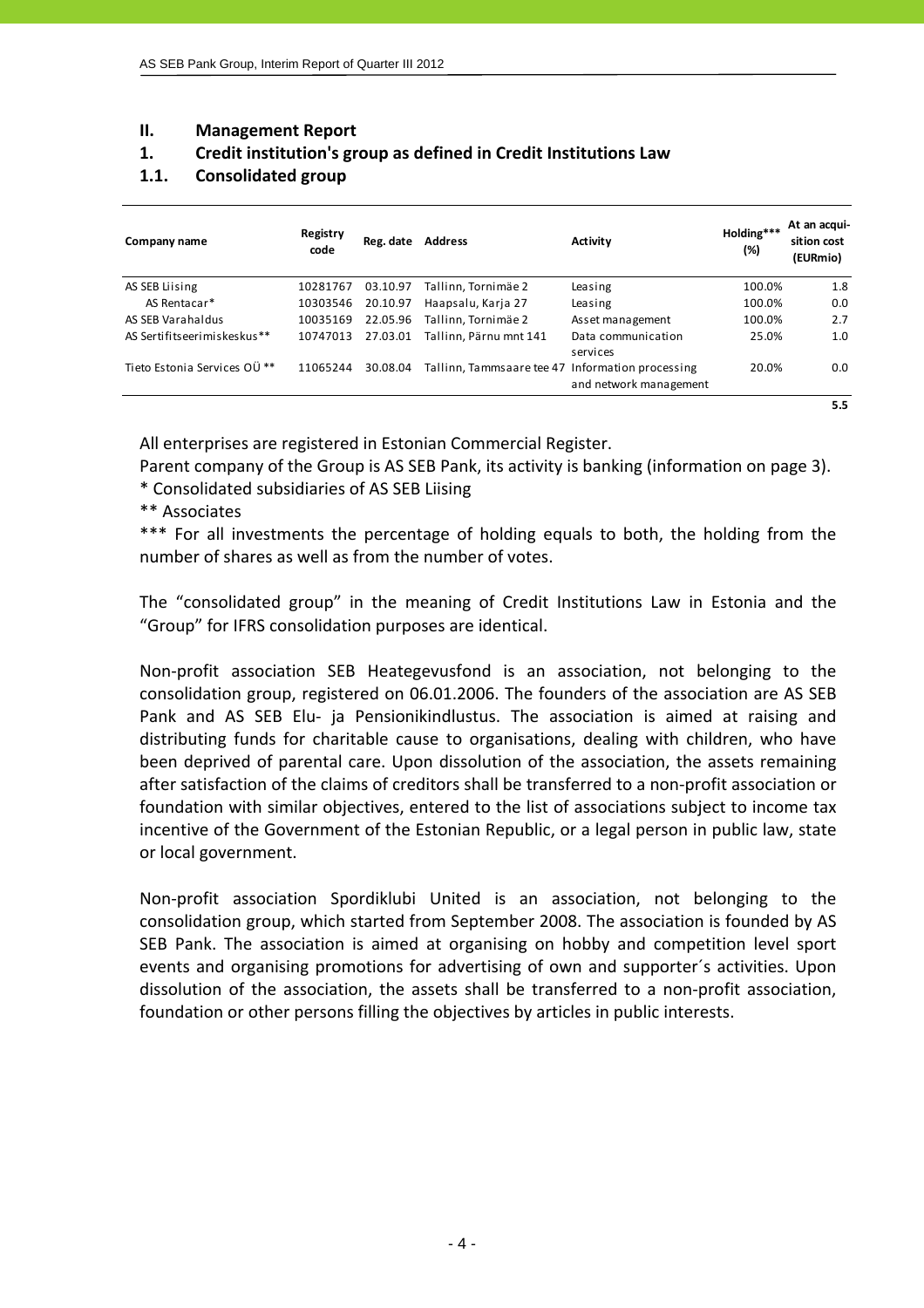## II. Management Report

## 1. Credit institution's group as defined in Credit Institutions Law

### 1.1. Consolidated group

| Company name | Registry code | Reg. date | Address | Activity | Holding*** (%) | At an acquisition cost (EURmio) |
|---|---|---|---|---|---|---|
| AS SEB Liising | 10281767 | 03.10.97 | Tallinn, Tornimäe 2 | Leasing | 100.0% | 1.8 |
| AS Rentacar* | 10303546 | 20.10.97 | Haapsalu, Karja 27 | Leasing | 100.0% | 0.0 |
| AS SEB Varahaldus | 10035169 | 22.05.96 | Tallinn, Tornimäe 2 | Asset management | 100.0% | 2.7 |
| AS Sertifitseerimiskeskus** | 10747013 | 27.03.01 | Tallinn, Pärnu mnt 141 | Data communication services | 25.0% | 1.0 |
| Tieto Estonia Services OÜ ** | 11065244 | 30.08.04 | Tallinn, Tammsaare tee 47 | Information processing and network management | 20.0% | 0.0 |
| | | | | | | 5.5 |

All enterprises are registered in Estonian Commercial Register.

Parent company of the Group is AS SEB Pank, its activity is banking (information on page 3).

\* Consolidated subsidiaries of AS SEB Liising

\** Associates

\*** For all investments the percentage of holding equals to both, the holding from the number of shares as well as from the number of votes.

The "consolidated group" in the meaning of Credit Institutions Law in Estonia and the "Group" for IFRS consolidation purposes are identical.

Non-profit association SEB Heategevusfond is an association, not belonging to the consolidation group, registered on 06.01.2006. The founders of the association are AS SEB Pank and AS SEB Elu- ja Pensionikindlustus. The association is aimed at raising and distributing funds for charitable cause to organisations, dealing with children, who have been deprived of parental care. Upon dissolution of the association, the assets remaining after satisfaction of the claims of creditors shall be transferred to a non-profit association or foundation with similar objectives, entered to the list of associations subject to income tax incentive of the Government of the Estonian Republic, or a legal person in public law, state or local government.

Non-profit association Spordiklubi United is an association, not belonging to the consolidation group, which started from September 2008. The association is founded by AS SEB Pank. The association is aimed at organising on hobby and competition level sport events and organising promotions for advertising of own and supporter´s activities. Upon dissolution of the association, the assets shall be transferred to a non-profit association, foundation or other persons filling the objectives by articles in public interests.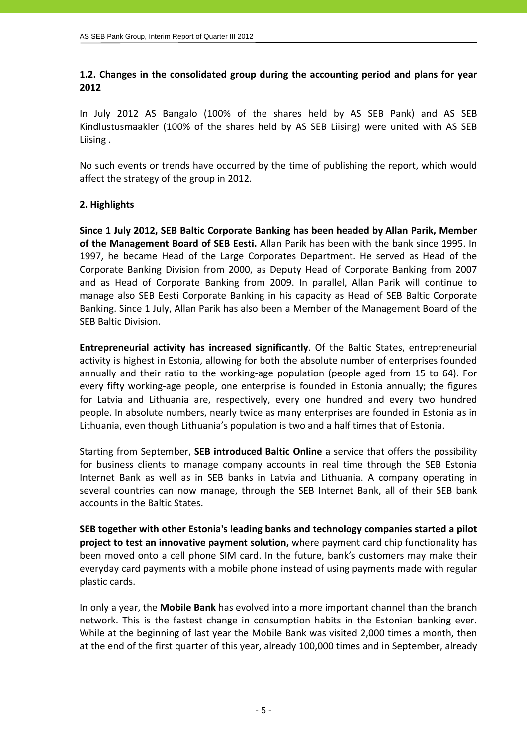## 1.2. Changes in the consolidated group during the accounting period and plans for year 2012

In July 2012 AS Bangalo (100% of the shares held by AS SEB Pank) and AS SEB Kindlustusmaakler (100% of the shares held by AS SEB Liising) were united with AS SEB Liising .

No such events or trends have occurred by the time of publishing the report, which would affect the strategy of the group in 2012.

## 2. Highlights

**Since 1 July 2012, SEB Baltic Corporate Banking has been headed by Allan Parik, Member of the Management Board of SEB Eesti.** Allan Parik has been with the bank since 1995. In 1997, he became Head of the Large Corporates Department. He served as Head of the Corporate Banking Division from 2000, as Deputy Head of Corporate Banking from 2007 and as Head of Corporate Banking from 2009. In parallel, Allan Parik will continue to manage also SEB Eesti Corporate Banking in his capacity as Head of SEB Baltic Corporate Banking. Since 1 July, Allan Parik has also been a Member of the Management Board of the SEB Baltic Division.

**Entrepreneurial activity has increased significantly**. Of the Baltic States, entrepreneurial activity is highest in Estonia, allowing for both the absolute number of enterprises founded annually and their ratio to the working-age population (people aged from 15 to 64). For every fifty working-age people, one enterprise is founded in Estonia annually; the figures for Latvia and Lithuania are, respectively, every one hundred and every two hundred people. In absolute numbers, nearly twice as many enterprises are founded in Estonia as in Lithuania, even though Lithuania's population is two and a half times that of Estonia.

Starting from September, **SEB introduced Baltic Online** a service that offers the possibility for business clients to manage company accounts in real time through the SEB Estonia Internet Bank as well as in SEB banks in Latvia and Lithuania. A company operating in several countries can now manage, through the SEB Internet Bank, all of their SEB bank accounts in the Baltic States.

**SEB together with other Estonia's leading banks and technology companies started a pilot project to test an innovative payment solution,** where payment card chip functionality has been moved onto a cell phone SIM card. In the future, bank's customers may make their everyday card payments with a mobile phone instead of using payments made with regular plastic cards.

In only a year, the **Mobile Bank** has evolved into a more important channel than the branch network. This is the fastest change in consumption habits in the Estonian banking ever. While at the beginning of last year the Mobile Bank was visited 2,000 times a month, then at the end of the first quarter of this year, already 100,000 times and in September, already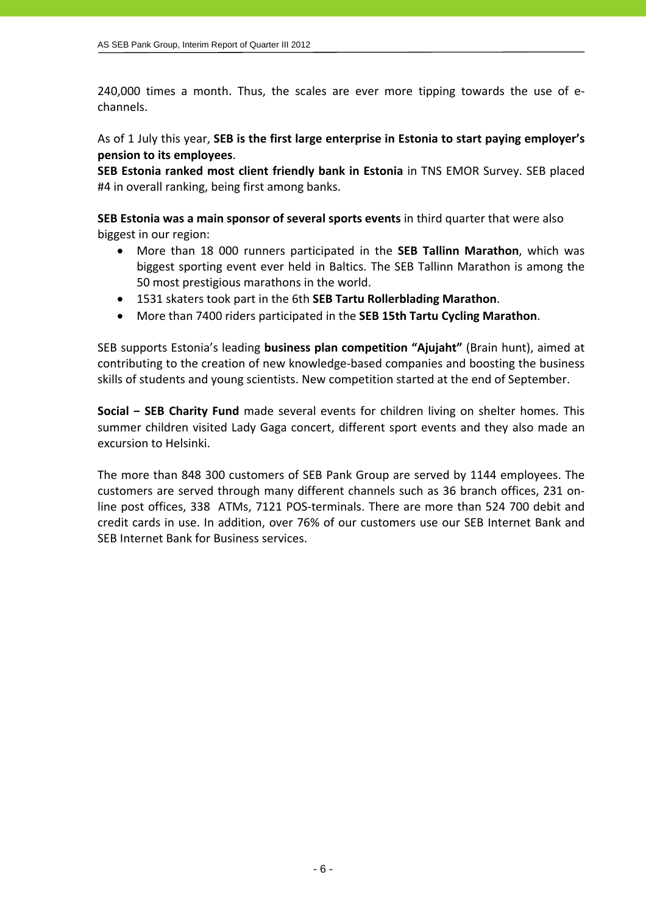240,000 times a month. Thus, the scales are ever more tipping towards the use of e-channels.

As of 1 July this year, **SEB is the first large enterprise in Estonia to start paying employer's pension to its employees**.

**SEB Estonia ranked most client friendly bank in Estonia** in TNS EMOR Survey. SEB placed #4 in overall ranking, being first among banks.

**SEB Estonia was a main sponsor of several sports events** in third quarter that were also biggest in our region:

- More than 18 000 runners participated in the **SEB Tallinn Marathon**, which was biggest sporting event ever held in Baltics. The SEB Tallinn Marathon is among the 50 most prestigious marathons in the world.
- 1531 skaters took part in the 6th **SEB Tartu Rollerblading Marathon**.
- More than 7400 riders participated in the **SEB 15th Tartu Cycling Marathon**.

SEB supports Estonia's leading **business plan competition "Ajujaht"** (Brain hunt), aimed at contributing to the creation of new knowledge-based companies and boosting the business skills of students and young scientists. New competition started at the end of September.

**Social – SEB Charity Fund** made several events for children living on shelter homes. This summer children visited Lady Gaga concert, different sport events and they also made an excursion to Helsinki.

The more than 848 300 customers of SEB Pank Group are served by 1144 employees. The customers are served through many different channels such as 36 branch offices, 231 on-line post offices, 338 ATMs, 7121 POS-terminals. There are more than 524 700 debit and credit cards in use. In addition, over 76% of our customers use our SEB Internet Bank and SEB Internet Bank for Business services.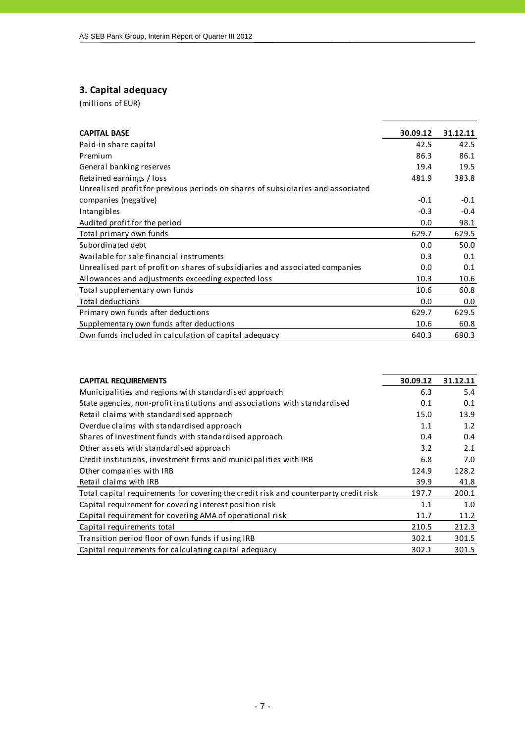## 3. Capital adequacy

(millions of EUR)

| CAPITAL BASE | 30.09.12 | 31.12.11 |
|---|---|---|
| Paid-in share capital | 42.5 | 42.5 |
| Premium | 86.3 | 86.1 |
| General banking reserves | 19.4 | 19.5 |
| Retained earnings / loss | 481.9 | 383.8 |
| Unrealised profit for previous periods on shares of subsidiaries and associated companies (negative) | -0.1 | -0.1 |
| Intangibles | -0.3 | -0.4 |
| Audited profit for the period | 0.0 | 98.1 |
| Total primary own funds | 629.7 | 629.5 |
| Subordinated debt | 0.0 | 50.0 |
| Available for sale financial instruments | 0.3 | 0.1 |
| Unrealised part of profit on shares of subsidiaries and associated companies | 0.0 | 0.1 |
| Allowances and adjustments exceeding expected loss | 10.3 | 10.6 |
| Total supplementary own funds | 10.6 | 60.8 |
| Total deductions | 0.0 | 0.0 |
| Primary own funds after deductions | 629.7 | 629.5 |
| Supplementary own funds after deductions | 10.6 | 60.8 |
| Own funds included in calculation of capital adequacy | 640.3 | 690.3 |

| CAPITAL REQUIREMENTS | 30.09.12 | 31.12.11 |
|---|---|---|
| Municipalities and regions with standardised approach | 6.3 | 5.4 |
| State agencies, non-profit institutions and associations with standardised | 0.1 | 0.1 |
| Retail claims with standardised approach | 15.0 | 13.9 |
| Overdue claims with standardised approach | 1.1 | 1.2 |
| Shares of investment funds with standardised approach | 0.4 | 0.4 |
| Other assets with standardised approach | 3.2 | 2.1 |
| Credit institutions, investment firms and municipalities with IRB | 6.8 | 7.0 |
| Other companies with IRB | 124.9 | 128.2 |
| Retail claims with IRB | 39.9 | 41.8 |
| Total capital requirements for covering the credit risk and counterparty credit risk | 197.7 | 200.1 |
| Capital requirement for covering interest position risk | 1.1 | 1.0 |
| Capital requirement for covering AMA of operational risk | 11.7 | 11.2 |
| Capital requirements total | 210.5 | 212.3 |
| Transition period floor of own funds if using IRB | 302.1 | 301.5 |
| Capital requirements for calculating capital adequacy | 302.1 | 301.5 |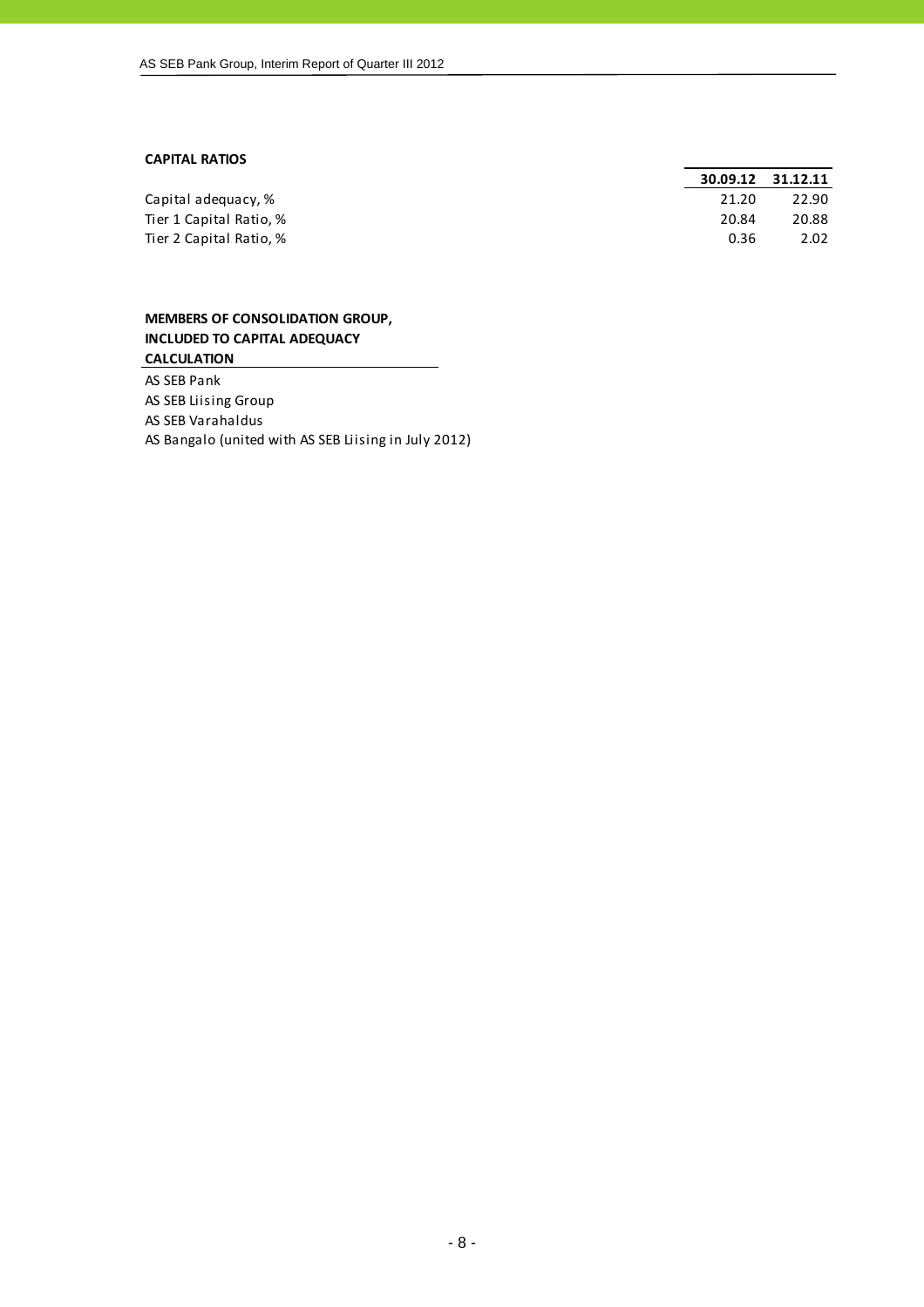**CAPITAL RATIOS**

| | 30.09.12 | 31.12.11 |
|---|---|---|
| Capital adequacy, % | 21.20 | 22.90 |
| Tier 1 Capital Ratio, % | 20.84 | 20.88 |
| Tier 2 Capital Ratio, % | 0.36 | 2.02 |

**MEMBERS OF CONSOLIDATION GROUP, INCLUDED TO CAPITAL ADEQUACY CALCULATION**

AS SEB Pank
AS SEB Liising Group
AS SEB Varahaldus
AS Bangalo (united with AS SEB Liising in July 2012)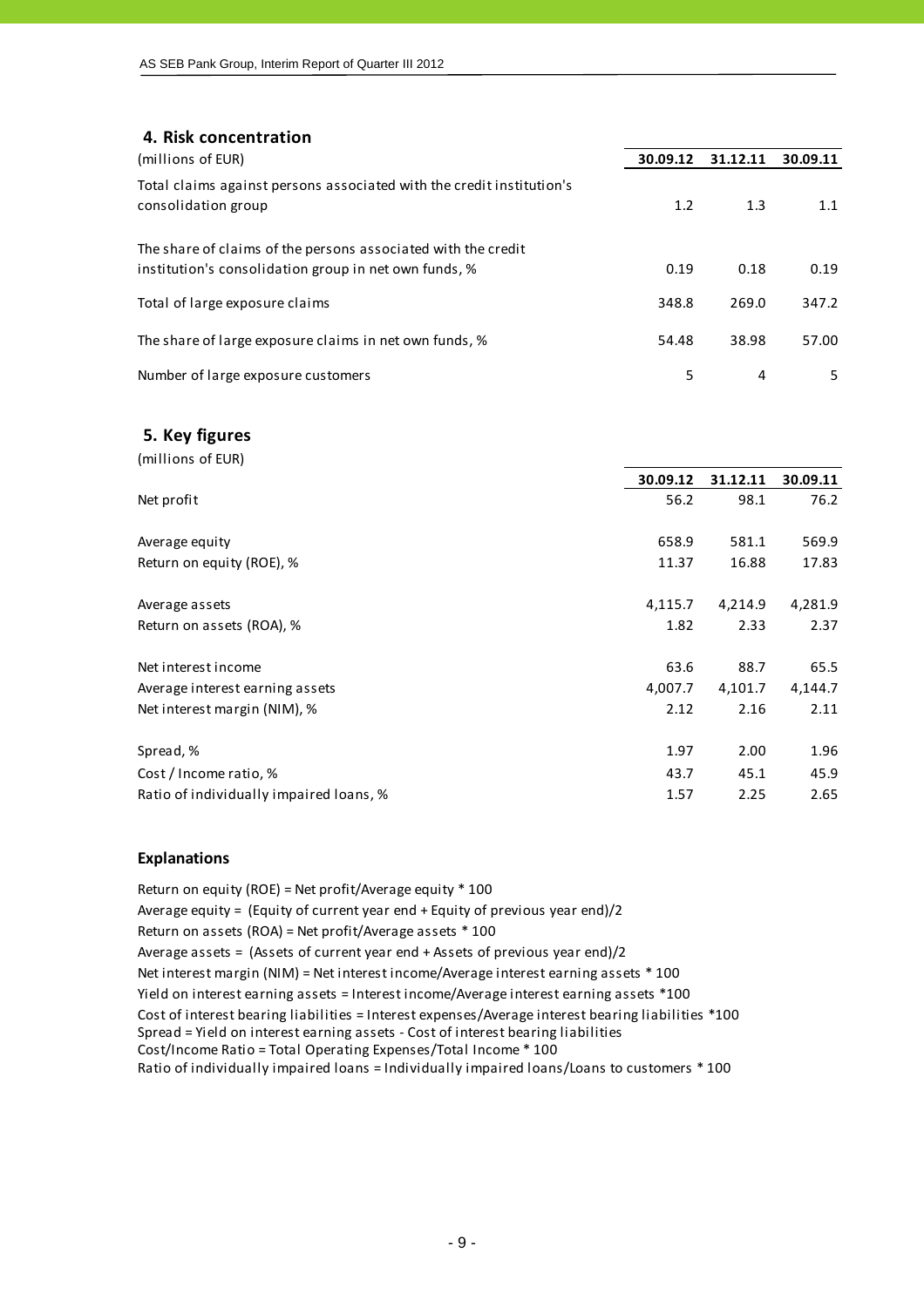## 4. Risk concentration

| (millions of EUR) | 30.09.12 | 31.12.11 | 30.09.11 |
|---|---|---|---|
| Total claims against persons associated with the credit institution's consolidation group | 1.2 | 1.3 | 1.1 |
| The share of claims of the persons associated with the credit institution's consolidation group in net own funds, % | 0.19 | 0.18 | 0.19 |
| Total of large exposure claims | 348.8 | 269.0 | 347.2 |
| The share of large exposure claims in net own funds, % | 54.48 | 38.98 | 57.00 |
| Number of large exposure customers | 5 | 4 | 5 |

## 5. Key figures

(millions of EUR)

| | 30.09.12 | 31.12.11 | 30.09.11 |
|---|---|---|---|
| Net profit | 56.2 | 98.1 | 76.2 |
| Average equity | 658.9 | 581.1 | 569.9 |
| Return on equity (ROE), % | 11.37 | 16.88 | 17.83 |
| Average assets | 4,115.7 | 4,214.9 | 4,281.9 |
| Return on assets (ROA), % | 1.82 | 2.33 | 2.37 |
| Net interest income | 63.6 | 88.7 | 65.5 |
| Average interest earning assets | 4,007.7 | 4,101.7 | 4,144.7 |
| Net interest margin (NIM), % | 2.12 | 2.16 | 2.11 |
| Spread, % | 1.97 | 2.00 | 1.96 |
| Cost / Income ratio, % | 43.7 | 45.1 | 45.9 |
| Ratio of individually impaired loans, % | 1.57 | 2.25 | 2.65 |

### Explanations

Return on equity (ROE) = Net profit/Average equity * 100

Average equity = (Equity of current year end + Equity of previous year end)/2

Return on assets (ROA) = Net profit/Average assets * 100

Average assets = (Assets of current year end + Assets of previous year end)/2

Net interest margin (NIM) = Net interest income/Average interest earning assets * 100

Yield on interest earning assets = Interest income/Average interest earning assets *100

Cost of interest bearing liabilities = Interest expenses/Average interest bearing liabilities *100

Spread = Yield on interest earning assets - Cost of interest bearing liabilities

Cost/Income Ratio = Total Operating Expenses/Total Income * 100

Ratio of individually impaired loans = Individually impaired loans/Loans to customers * 100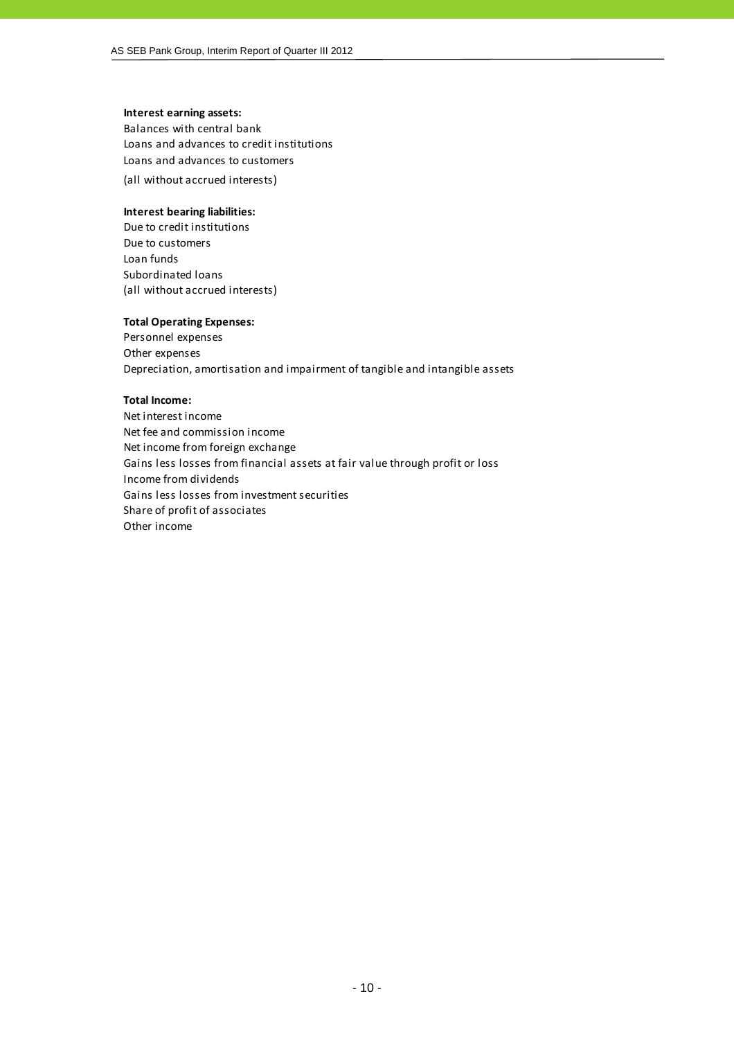**Interest earning assets:**
Balances with central bank
Loans and advances to credit institutions
Loans and advances to customers
(all without accrued interests)

**Interest bearing liabilities:**
Due to credit institutions
Due to customers
Loan funds
Subordinated loans
(all without accrued interests)

**Total Operating Expenses:**
Personnel expenses
Other expenses
Depreciation, amortisation and impairment of tangible and intangible assets

**Total Income:**
Net interest income
Net fee and commission income
Net income from foreign exchange
Gains less losses from financial assets at fair value through profit or loss
Income from dividends
Gains less losses from investment securities
Share of profit of associates
Other income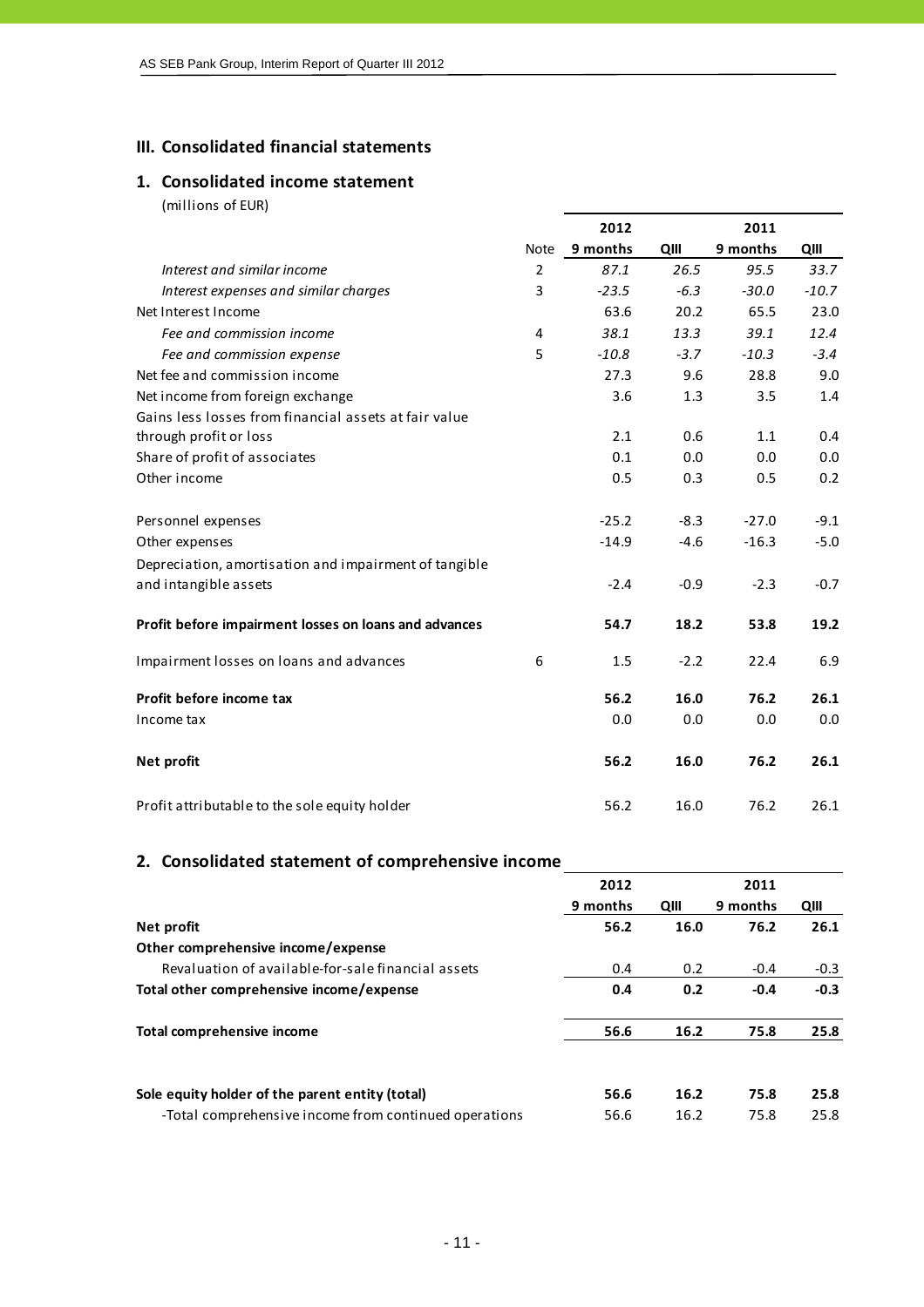## III. Consolidated financial statements

### 1. Consolidated income statement

(millions of EUR)

| | Note | 2012 9 months | 2012 QIII | 2011 9 months | 2011 QIII |
|---|---|---|---|---|---|
| *Interest and similar income* | 2 | *87.1* | *26.5* | *95.5* | *33.7* |
| *Interest expenses and similar charges* | 3 | *-23.5* | *-6.3* | *-30.0* | *-10.7* |
| Net Interest Income | | 63.6 | 20.2 | 65.5 | 23.0 |
| *Fee and commission income* | 4 | *38.1* | *13.3* | *39.1* | *12.4* |
| *Fee and commission expense* | 5 | *-10.8* | *-3.7* | *-10.3* | *-3.4* |
| Net fee and commission income | | 27.3 | 9.6 | 28.8 | 9.0 |
| Net income from foreign exchange | | 3.6 | 1.3 | 3.5 | 1.4 |
| Gains less losses from financial assets at fair value through profit or loss | | 2.1 | 0.6 | 1.1 | 0.4 |
| Share of profit of associates | | 0.1 | 0.0 | 0.0 | 0.0 |
| Other income | | 0.5 | 0.3 | 0.5 | 0.2 |
| Personnel expenses | | -25.2 | -8.3 | -27.0 | -9.1 |
| Other expenses | | -14.9 | -4.6 | -16.3 | -5.0 |
| Depreciation, amortisation and impairment of tangible and intangible assets | | -2.4 | -0.9 | -2.3 | -0.7 |
| **Profit before impairment losses on loans and advances** | | **54.7** | **18.2** | **53.8** | **19.2** |
| Impairment losses on loans and advances | 6 | 1.5 | -2.2 | 22.4 | 6.9 |
| **Profit before income tax** | | **56.2** | **16.0** | **76.2** | **26.1** |
| Income tax | | 0.0 | 0.0 | 0.0 | 0.0 |
| **Net profit** | | **56.2** | **16.0** | **76.2** | **26.1** |
| Profit attributable to the sole equity holder | | 56.2 | 16.0 | 76.2 | 26.1 |

### 2. Consolidated statement of comprehensive income

| | 2012 9 months | 2012 QIII | 2011 9 months | 2011 QIII |
|---|---|---|---|---|
| **Net profit** | **56.2** | **16.0** | **76.2** | **26.1** |
| **Other comprehensive income/expense** | | | | |
| Revaluation of available-for-sale financial assets | 0.4 | 0.2 | -0.4 | -0.3 |
| **Total other comprehensive income/expense** | **0.4** | **0.2** | **-0.4** | **-0.3** |
| **Total comprehensive income** | **56.6** | **16.2** | **75.8** | **25.8** |
| **Sole equity holder of the parent entity (total)** | **56.6** | **16.2** | **75.8** | **25.8** |
| -Total comprehensive income from continued operations | 56.6 | 16.2 | 75.8 | 25.8 |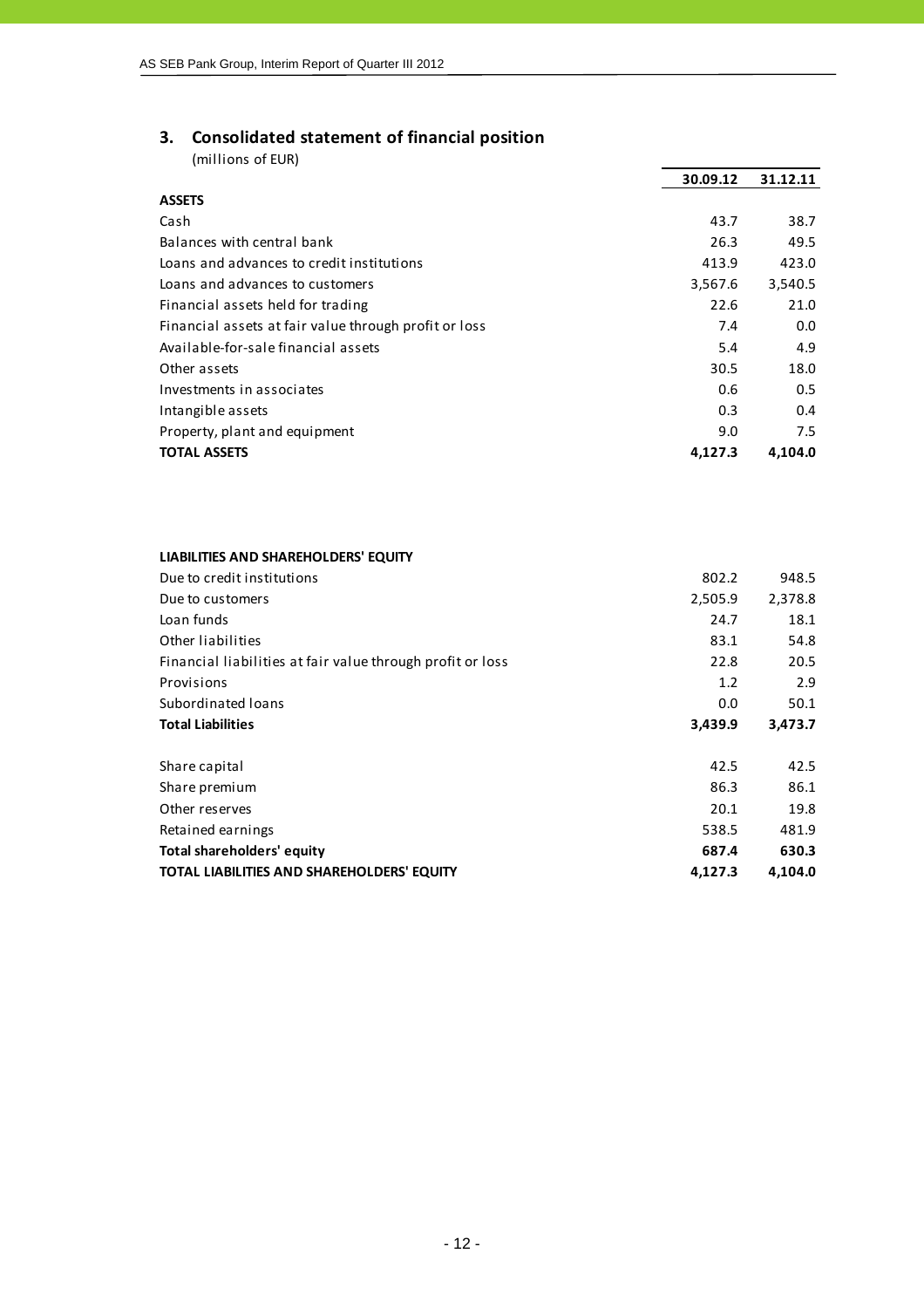## 3. Consolidated statement of financial position

(millions of EUR)

| | 30.09.12 | 31.12.11 |
|---|---|---|
| **ASSETS** | | |
| Cash | 43.7 | 38.7 |
| Balances with central bank | 26.3 | 49.5 |
| Loans and advances to credit institutions | 413.9 | 423.0 |
| Loans and advances to customers | 3,567.6 | 3,540.5 |
| Financial assets held for trading | 22.6 | 21.0 |
| Financial assets at fair value through profit or loss | 7.4 | 0.0 |
| Available-for-sale financial assets | 5.4 | 4.9 |
| Other assets | 30.5 | 18.0 |
| Investments in associates | 0.6 | 0.5 |
| Intangible assets | 0.3 | 0.4 |
| Property, plant and equipment | 9.0 | 7.5 |
| **TOTAL ASSETS** | **4,127.3** | **4,104.0** |
| | | |
| **LIABILITIES AND SHAREHOLDERS' EQUITY** | | |
| Due to credit institutions | 802.2 | 948.5 |
| Due to customers | 2,505.9 | 2,378.8 |
| Loan funds | 24.7 | 18.1 |
| Other liabilities | 83.1 | 54.8 |
| Financial liabilities at fair value through profit or loss | 22.8 | 20.5 |
| Provisions | 1.2 | 2.9 |
| Subordinated loans | 0.0 | 50.1 |
| **Total Liabilities** | **3,439.9** | **3,473.7** |
| | | |
| Share capital | 42.5 | 42.5 |
| Share premium | 86.3 | 86.1 |
| Other reserves | 20.1 | 19.8 |
| Retained earnings | 538.5 | 481.9 |
| **Total shareholders' equity** | **687.4** | **630.3** |
| **TOTAL LIABILITIES AND SHAREHOLDERS' EQUITY** | **4,127.3** | **4,104.0** |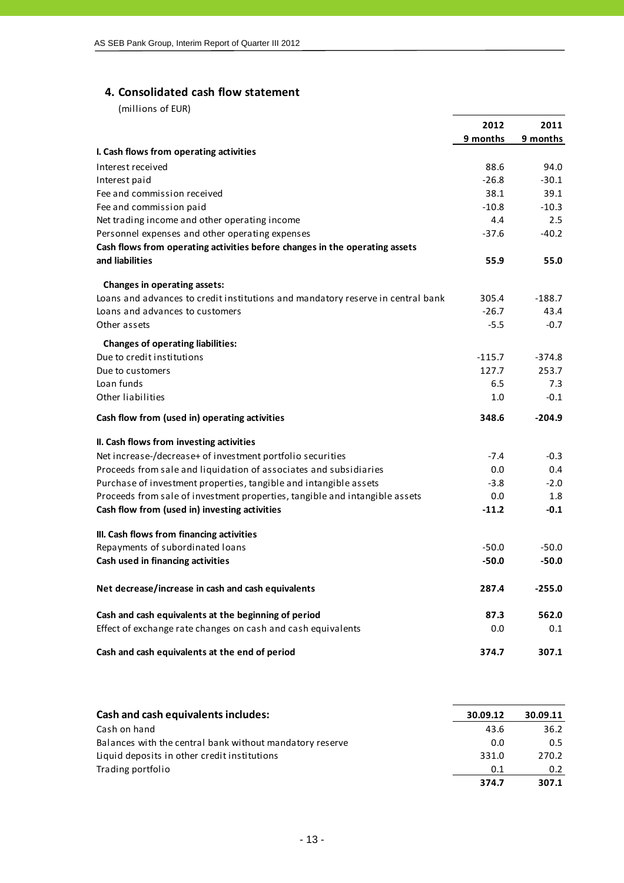## 4. Consolidated cash flow statement

(millions of EUR)

| | 2012<br>9 months | 2011<br>9 months |
|---|---|---|
| **I. Cash flows from operating activities** | | |
| Interest received | 88.6 | 94.0 |
| Interest paid | -26.8 | -30.1 |
| Fee and commission received | 38.1 | 39.1 |
| Fee and commission paid | -10.8 | -10.3 |
| Net trading income and other operating income | 4.4 | 2.5 |
| Personnel expenses and other operating expenses | -37.6 | -40.2 |
| **Cash flows from operating activities before changes in the operating assets and liabilities** | **55.9** | **55.0** |
| **Changes in operating assets:** | | |
| Loans and advances to credit institutions and mandatory reserve in central bank | 305.4 | -188.7 |
| Loans and advances to customers | -26.7 | 43.4 |
| Other assets | -5.5 | -0.7 |
| **Changes of operating liabilities:** | | |
| Due to credit institutions | -115.7 | -374.8 |
| Due to customers | 127.7 | 253.7 |
| Loan funds | 6.5 | 7.3 |
| Other liabilities | 1.0 | -0.1 |
| **Cash flow from (used in) operating activities** | **348.6** | **-204.9** |
| **II. Cash flows from investing activities** | | |
| Net increase-/decrease+ of investment portfolio securities | -7.4 | -0.3 |
| Proceeds from sale and liquidation of associates and subsidiaries | 0.0 | 0.4 |
| Purchase of investment properties, tangible and intangible assets | -3.8 | -2.0 |
| Proceeds from sale of investment properties, tangible and intangible assets | 0.0 | 1.8 |
| **Cash flow from (used in) investing activities** | **-11.2** | **-0.1** |
| **III. Cash flows from financing activities** | | |
| Repayments of subordinated loans | -50.0 | -50.0 |
| **Cash used in financing activities** | **-50.0** | **-50.0** |
| **Net decrease/increase in cash and cash equivalents** | **287.4** | **-255.0** |
| **Cash and cash equivalents at the beginning of period** | **87.3** | **562.0** |
| Effect of exchange rate changes on cash and cash equivalents | 0.0 | 0.1 |
| **Cash and cash equivalents at the end of period** | **374.7** | **307.1** |

| **Cash and cash equivalents includes:** | **30.09.12** | **30.09.11** |
|---|---|---|
| Cash on hand | 43.6 | 36.2 |
| Balances with the central bank without mandatory reserve | 0.0 | 0.5 |
| Liquid deposits in other credit institutions | 331.0 | 270.2 |
| Trading portfolio | 0.1 | 0.2 |
| | **374.7** | **307.1** |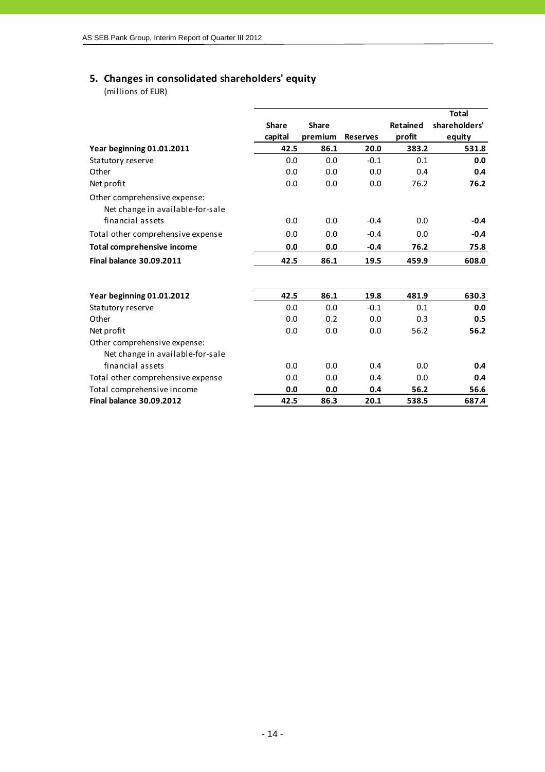## 5. Changes in consolidated shareholders' equity

(millions of EUR)

| | Share capital | Share premium | Reserves | Retained profit | Total shareholders' equity |
|---|---|---|---|---|---|
| **Year beginning 01.01.2011** | **42.5** | **86.1** | **20.0** | **383.2** | **531.8** |
| Statutory reserve | 0.0 | 0.0 | -0.1 | 0.1 | **0.0** |
| Other | 0.0 | 0.0 | 0.0 | 0.4 | **0.4** |
| Net profit | 0.0 | 0.0 | 0.0 | 76.2 | **76.2** |
| Other comprehensive expense: | | | | | |
| Net change in available-for-sale financial assets | 0.0 | 0.0 | -0.4 | 0.0 | **-0.4** |
| Total other comprehensive expense | 0.0 | 0.0 | -0.4 | 0.0 | **-0.4** |
| **Total comprehensive income** | **0.0** | **0.0** | **-0.4** | **76.2** | **75.8** |
| **Final balance 30.09.2011** | **42.5** | **86.1** | **19.5** | **459.9** | **608.0** |
| | | | | | |
| **Year beginning 01.01.2012** | **42.5** | **86.1** | **19.8** | **481.9** | **630.3** |
| Statutory reserve | 0.0 | 0.0 | -0.1 | 0.1 | **0.0** |
| Other | 0.0 | 0.2 | 0.0 | 0.3 | **0.5** |
| Net profit | 0.0 | 0.0 | 0.0 | 56.2 | **56.2** |
| Other comprehensive expense: | | | | | |
| Net change in available-for-sale financial assets | 0.0 | 0.0 | 0.4 | 0.0 | **0.4** |
| Total other comprehensive expense | 0.0 | 0.0 | 0.4 | 0.0 | **0.4** |
| Total comprehensive income | **0.0** | **0.0** | **0.4** | **56.2** | **56.6** |
| **Final balance 30.09.2012** | **42.5** | **86.3** | **20.1** | **538.5** | **687.4** |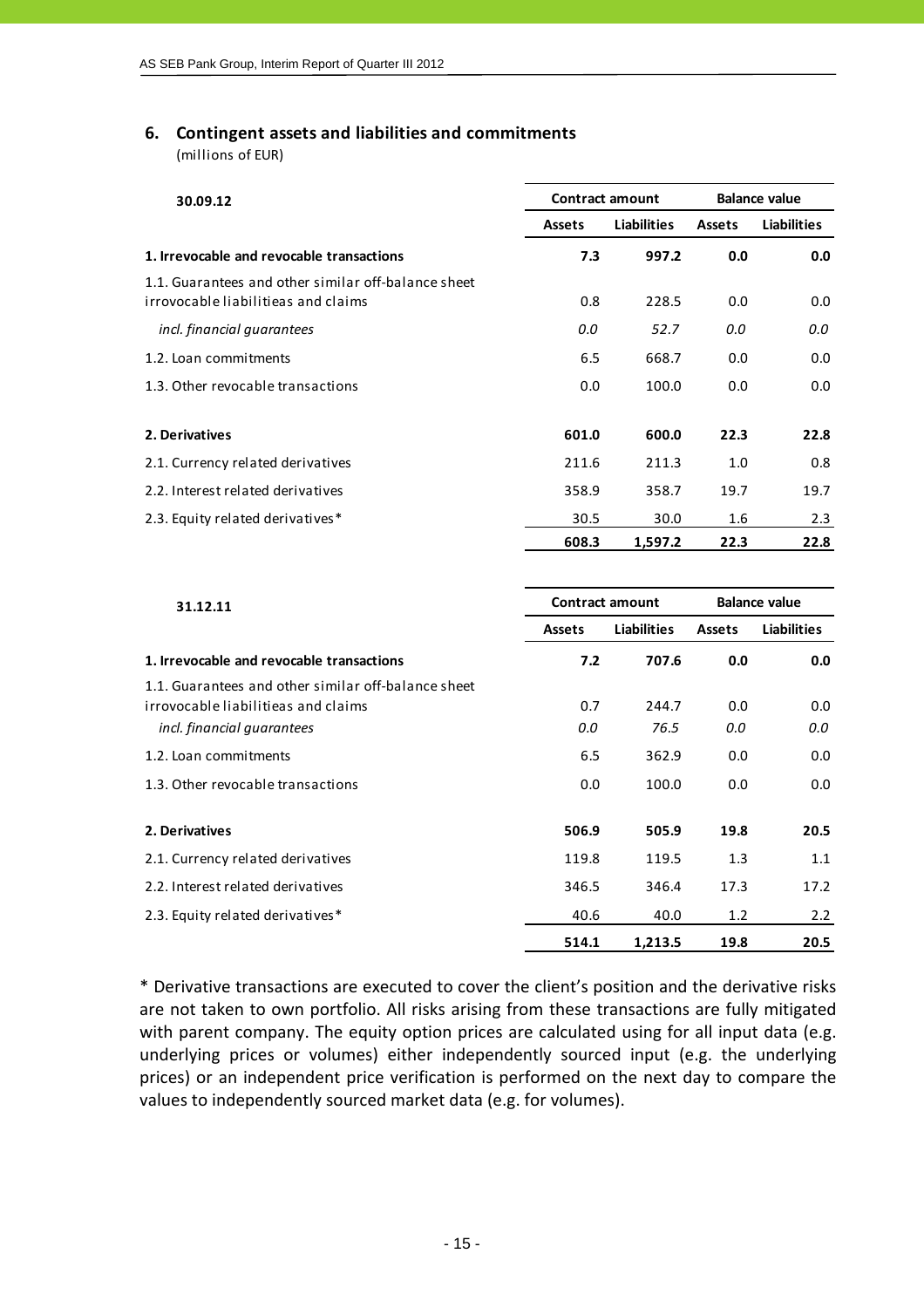## 6. Contingent assets and liabilities and commitments

(millions of EUR)

| 30.09.12 | Contract amount | | Balance value | |
|---|---|---|---|---|
| | Assets | Liabilities | Assets | Liabilities |
| **1. Irrevocable and revocable transactions** | **7.3** | **997.2** | **0.0** | **0.0** |
| 1.1. Guarantees and other similar off-balance sheet irrevocable liabilitieas and claims | 0.8 | 228.5 | 0.0 | 0.0 |
| *incl. financial guarantees* | *0.0* | *52.7* | *0.0* | *0.0* |
| 1.2. Loan commitments | 6.5 | 668.7 | 0.0 | 0.0 |
| 1.3. Other revocable transactions | 0.0 | 100.0 | 0.0 | 0.0 |
| **2. Derivatives** | **601.0** | **600.0** | **22.3** | **22.8** |
| 2.1. Currency related derivatives | 211.6 | 211.3 | 1.0 | 0.8 |
| 2.2. Interest related derivatives | 358.9 | 358.7 | 19.7 | 19.7 |
| 2.3. Equity related derivatives* | 30.5 | 30.0 | 1.6 | 2.3 |
| | **608.3** | **1,597.2** | **22.3** | **22.8** |

| 31.12.11 | Contract amount | | Balance value | |
|---|---|---|---|---|
| | Assets | Liabilities | Assets | Liabilities |
| **1. Irrevocable and revocable transactions** | **7.2** | **707.6** | **0.0** | **0.0** |
| 1.1. Guarantees and other similar off-balance sheet irrevocable liabilitieas and claims | 0.7 | 244.7 | 0.0 | 0.0 |
| *incl. financial guarantees* | *0.0* | *76.5* | *0.0* | *0.0* |
| 1.2. Loan commitments | 6.5 | 362.9 | 0.0 | 0.0 |
| 1.3. Other revocable transactions | 0.0 | 100.0 | 0.0 | 0.0 |
| **2. Derivatives** | **506.9** | **505.9** | **19.8** | **20.5** |
| 2.1. Currency related derivatives | 119.8 | 119.5 | 1.3 | 1.1 |
| 2.2. Interest related derivatives | 346.5 | 346.4 | 17.3 | 17.2 |
| 2.3. Equity related derivatives* | 40.6 | 40.0 | 1.2 | 2.2 |
| | **514.1** | **1,213.5** | **19.8** | **20.5** |

* Derivative transactions are executed to cover the client's position and the derivative risks are not taken to own portfolio. All risks arising from these transactions are fully mitigated with parent company. The equity option prices are calculated using for all input data (e.g. underlying prices or volumes) either independently sourced input (e.g. the underlying prices) or an independent price verification is performed on the next day to compare the values to independently sourced market data (e.g. for volumes).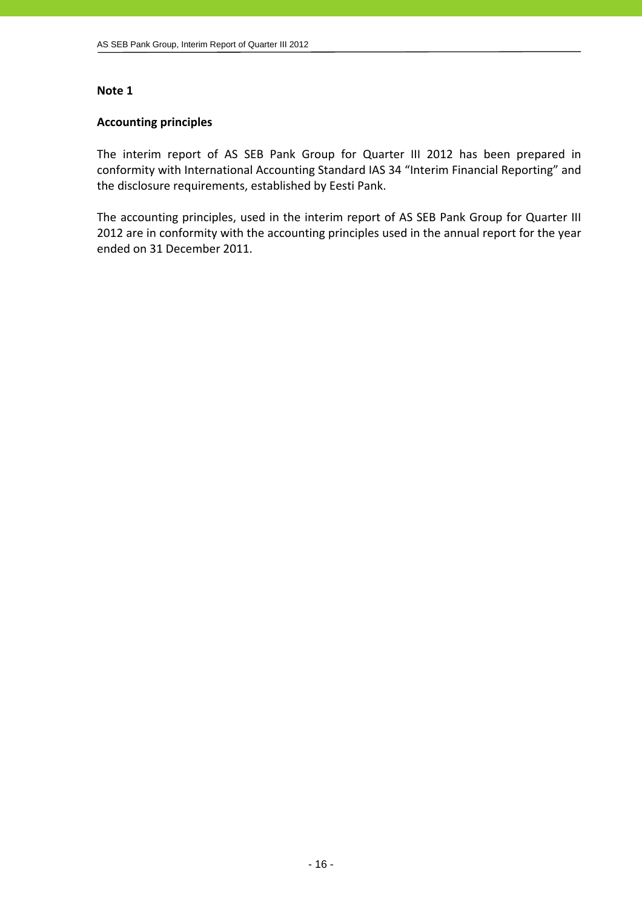**Note 1**

**Accounting principles**

The interim report of AS SEB Pank Group for Quarter III 2012 has been prepared in conformity with International Accounting Standard IAS 34 "Interim Financial Reporting" and the disclosure requirements, established by Eesti Pank.

The accounting principles, used in the interim report of AS SEB Pank Group for Quarter III 2012 are in conformity with the accounting principles used in the annual report for the year ended on 31 December 2011.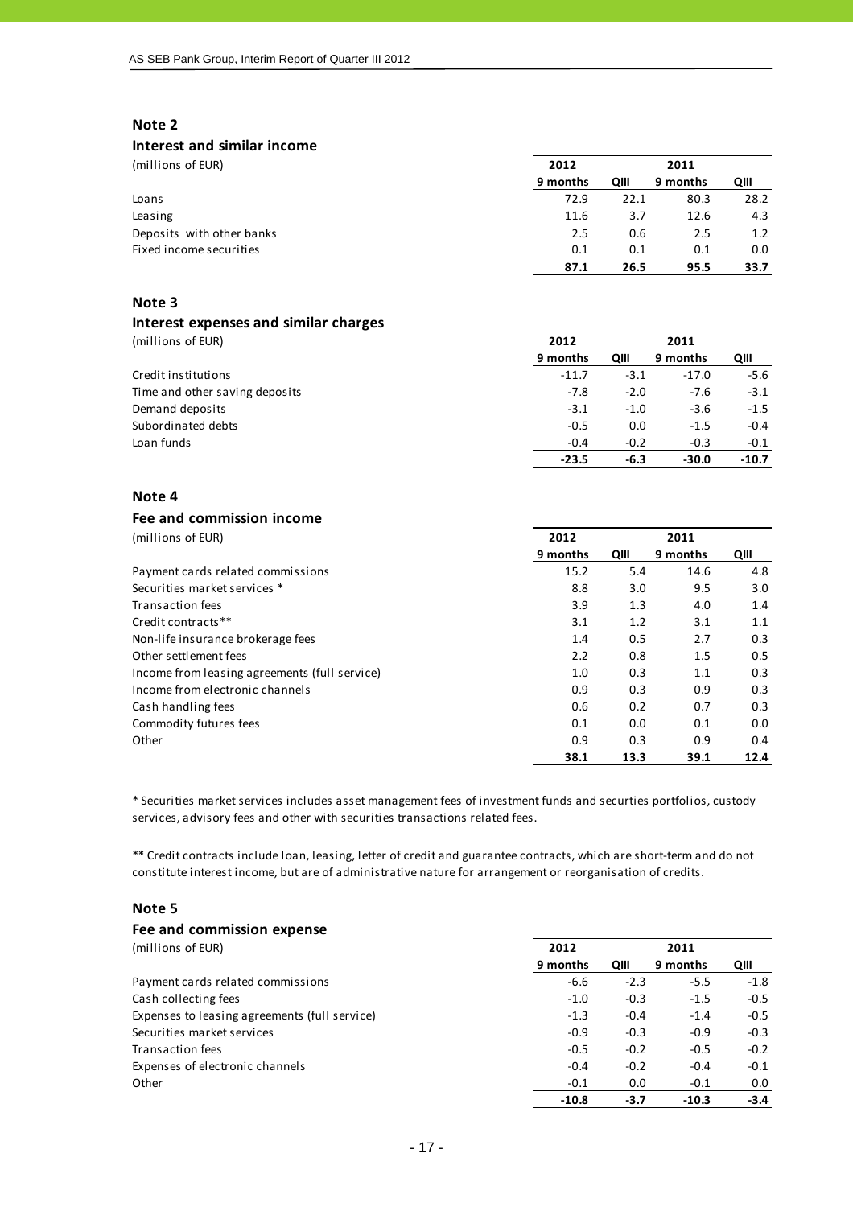## Note 2

### Interest and similar income

| (millions of EUR) | 2012 | | 2011 | |
|---|---|---|---|---|
| | 9 months | QIII | 9 months | QIII |
| Loans | 72.9 | 22.1 | 80.3 | 28.2 |
| Leasing | 11.6 | 3.7 | 12.6 | 4.3 |
| Deposits with other banks | 2.5 | 0.6 | 2.5 | 1.2 |
| Fixed income securities | 0.1 | 0.1 | 0.1 | 0.0 |
| | **87.1** | **26.5** | **95.5** | **33.7** |

## Note 3

### Interest expenses and similar charges

| (millions of EUR) | 2012 | | 2011 | |
|---|---|---|---|---|
| | 9 months | QIII | 9 months | QIII |
| Credit institutions | -11.7 | -3.1 | -17.0 | -5.6 |
| Time and other saving deposits | -7.8 | -2.0 | -7.6 | -3.1 |
| Demand deposits | -3.1 | -1.0 | -3.6 | -1.5 |
| Subordinated debts | -0.5 | 0.0 | -1.5 | -0.4 |
| Loan funds | -0.4 | -0.2 | -0.3 | -0.1 |
| | **-23.5** | **-6.3** | **-30.0** | **-10.7** |

## Note 4

### Fee and commission income

| (millions of EUR) | 2012 | | 2011 | |
|---|---|---|---|---|
| | 9 months | QIII | 9 months | QIII |
| Payment cards related commissions | 15.2 | 5.4 | 14.6 | 4.8 |
| Securities market services * | 8.8 | 3.0 | 9.5 | 3.0 |
| Transaction fees | 3.9 | 1.3 | 4.0 | 1.4 |
| Credit contracts** | 3.1 | 1.2 | 3.1 | 1.1 |
| Non-life insurance brokerage fees | 1.4 | 0.5 | 2.7 | 0.3 |
| Other settlement fees | 2.2 | 0.8 | 1.5 | 0.5 |
| Income from leasing agreements (full service) | 1.0 | 0.3 | 1.1 | 0.3 |
| Income from electronic channels | 0.9 | 0.3 | 0.9 | 0.3 |
| Cash handling fees | 0.6 | 0.2 | 0.7 | 0.3 |
| Commodity futures fees | 0.1 | 0.0 | 0.1 | 0.0 |
| Other | 0.9 | 0.3 | 0.9 | 0.4 |
| | **38.1** | **13.3** | **39.1** | **12.4** |

* Securities market services includes asset management fees of investment funds and securties portfolios, custody services, advisory fees and other with securities transactions related fees.

** Credit contracts include loan, leasing, letter of credit and guarantee contracts, which are short-term and do not constitute interest income, but are of administrative nature for arrangement or reorganisation of credits.

## Note 5

### Fee and commission expense

| (millions of EUR) | 2012 | | 2011 | |
|---|---|---|---|---|
| | 9 months | QIII | 9 months | QIII |
| Payment cards related commissions | -6.6 | -2.3 | -5.5 | -1.8 |
| Cash collecting fees | -1.0 | -0.3 | -1.5 | -0.5 |
| Expenses to leasing agreements (full service) | -1.3 | -0.4 | -1.4 | -0.5 |
| Securities market services | -0.9 | -0.3 | -0.9 | -0.3 |
| Transaction fees | -0.5 | -0.2 | -0.5 | -0.2 |
| Expenses of electronic channels | -0.4 | -0.2 | -0.4 | -0.1 |
| Other | -0.1 | 0.0 | -0.1 | 0.0 |
| | **-10.8** | **-3.7** | **-10.3** | **-3.4** |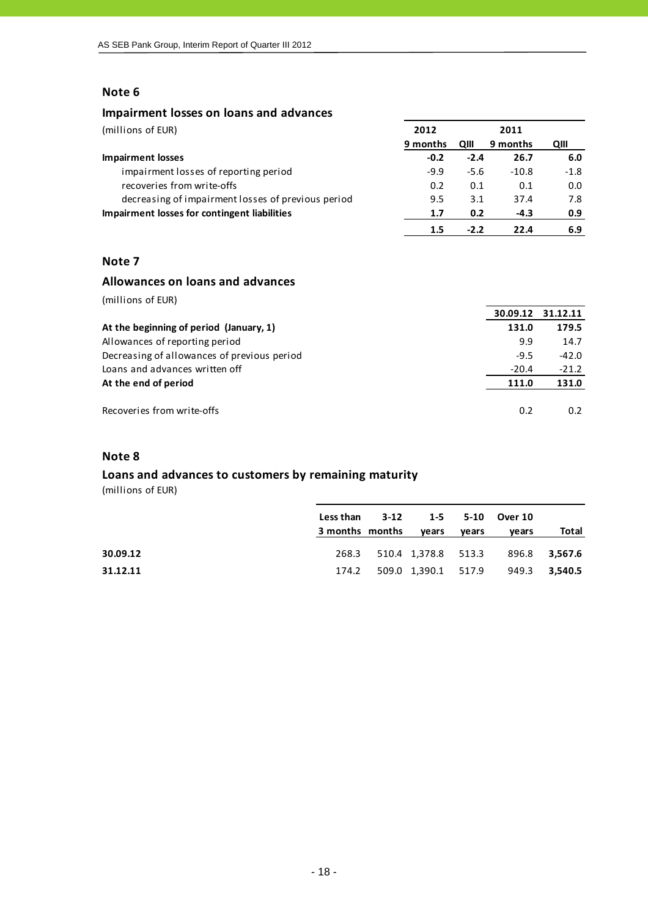## Note 6

### Impairment losses on loans and advances

(millions of EUR)

| | 2012 | | 2011 | |
|---|---|---|---|---|
| | 9 months | QIII | 9 months | QIII |
| **Impairment losses** | **-0.2** | **-2.4** | **26.7** | **6.0** |
| impairment losses of reporting period | -9.9 | -5.6 | -10.8 | -1.8 |
| recoveries from write-offs | 0.2 | 0.1 | 0.1 | 0.0 |
| decreasing of impairment losses of previous period | 9.5 | 3.1 | 37.4 | 7.8 |
| **Impairment losses for contingent liabilities** | **1.7** | **0.2** | **-4.3** | **0.9** |
| | **1.5** | **-2.2** | **22.4** | **6.9** |

## Note 7

### Allowances on loans and advances

(millions of EUR)

| | 30.09.12 | 31.12.11 |
|---|---|---|
| **At the beginning of period (January, 1)** | **131.0** | **179.5** |
| Allowances of reporting period | 9.9 | 14.7 |
| Decreasing of allowances of previous period | -9.5 | -42.0 |
| Loans and advances written off | -20.4 | -21.2 |
| **At the end of period** | **111.0** | **131.0** |
| | | |
| Recoveries from write-offs | 0.2 | 0.2 |

## Note 8

### Loans and advances to customers by remaining maturity

(millions of EUR)

| | Less than 3 months | 3-12 months | 1-5 years | 5-10 years | Over 10 years | Total |
|---|---|---|---|---|---|---|
| **30.09.12** | 268.3 | 510.4 | 1,378.8 | 513.3 | 896.8 | **3,567.6** |
| **31.12.11** | 174.2 | 509.0 | 1,390.1 | 517.9 | 949.3 | **3,540.5** |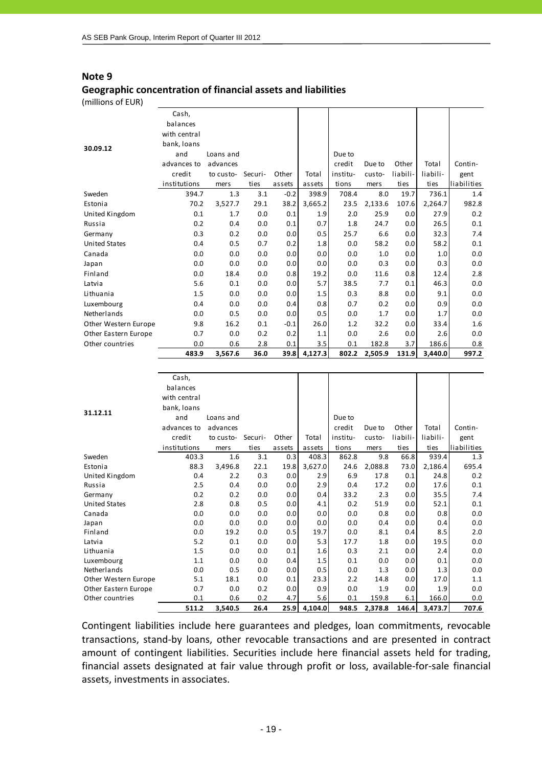## Note 9

### Geographic concentration of financial assets and liabilities

(millions of EUR)

| 30.09.12 | Cash, balances with central bank, loans and advances to credit institutions | Loans and advances to customers | Securities | Other assets | Total assets | Due to credit institutions | Due to customers | Other liabilities | Total liabilities | Contingent liabilities |
|---|---|---|---|---|---|---|---|---|---|---|
| Sweden | 394.7 | 1.3 | 3.1 | -0.2 | 398.9 | 708.4 | 8.0 | 19.7 | 736.1 | 1.4 |
| Estonia | 70.2 | 3,527.7 | 29.1 | 38.2 | 3,665.2 | 23.5 | 2,133.6 | 107.6 | 2,264.7 | 982.8 |
| United Kingdom | 0.1 | 1.7 | 0.0 | 0.1 | 1.9 | 2.0 | 25.9 | 0.0 | 27.9 | 0.2 |
| Russia | 0.2 | 0.4 | 0.0 | 0.1 | 0.7 | 1.8 | 24.7 | 0.0 | 26.5 | 0.1 |
| Germany | 0.3 | 0.2 | 0.0 | 0.0 | 0.5 | 25.7 | 6.6 | 0.0 | 32.3 | 7.4 |
| United States | 0.4 | 0.5 | 0.7 | 0.2 | 1.8 | 0.0 | 58.2 | 0.0 | 58.2 | 0.1 |
| Canada | 0.0 | 0.0 | 0.0 | 0.0 | 0.0 | 0.0 | 1.0 | 0.0 | 1.0 | 0.0 |
| Japan | 0.0 | 0.0 | 0.0 | 0.0 | 0.0 | 0.0 | 0.3 | 0.0 | 0.3 | 0.0 |
| Finland | 0.0 | 18.4 | 0.0 | 0.8 | 19.2 | 0.0 | 11.6 | 0.8 | 12.4 | 2.8 |
| Latvia | 5.6 | 0.1 | 0.0 | 0.0 | 5.7 | 38.5 | 7.7 | 0.1 | 46.3 | 0.0 |
| Lithuania | 1.5 | 0.0 | 0.0 | 0.0 | 1.5 | 0.3 | 8.8 | 0.0 | 9.1 | 0.0 |
| Luxembourg | 0.4 | 0.0 | 0.0 | 0.4 | 0.8 | 0.7 | 0.2 | 0.0 | 0.9 | 0.0 |
| Netherlands | 0.0 | 0.5 | 0.0 | 0.0 | 0.5 | 0.0 | 1.7 | 0.0 | 1.7 | 0.0 |
| Other Western Europe | 9.8 | 16.2 | 0.1 | -0.1 | 26.0 | 1.2 | 32.2 | 0.0 | 33.4 | 1.6 |
| Other Eastern Europe | 0.7 | 0.0 | 0.2 | 0.2 | 1.1 | 0.0 | 2.6 | 0.0 | 2.6 | 0.0 |
| Other countries | 0.0 | 0.6 | 2.8 | 0.1 | 3.5 | 0.1 | 182.8 | 3.7 | 186.6 | 0.8 |
| | **483.9** | **3,567.6** | **36.0** | **39.8** | **4,127.3** | **802.2** | **2,505.9** | **131.9** | **3,440.0** | **997.2** |

| 31.12.11 | Cash, balances with central bank, loans and advances to credit institutions | Loans and advances to customers | Securities | Other assets | Total assets | Due to credit institutions | Due to customers | Other liabilities | Total liabilities | Contingent liabilities |
|---|---|---|---|---|---|---|---|---|---|---|
| Sweden | 403.3 | 1.6 | 3.1 | 0.3 | 408.3 | 862.8 | 9.8 | 66.8 | 939.4 | 1.3 |
| Estonia | 88.3 | 3,496.8 | 22.1 | 19.8 | 3,627.0 | 24.6 | 2,088.8 | 73.0 | 2,186.4 | 695.4 |
| United Kingdom | 0.4 | 2.2 | 0.3 | 0.0 | 2.9 | 6.9 | 17.8 | 0.1 | 24.8 | 0.2 |
| Russia | 2.5 | 0.4 | 0.0 | 0.0 | 2.9 | 0.4 | 17.2 | 0.0 | 17.6 | 0.1 |
| Germany | 0.2 | 0.2 | 0.0 | 0.0 | 0.4 | 33.2 | 2.3 | 0.0 | 35.5 | 7.4 |
| United States | 2.8 | 0.8 | 0.5 | 0.0 | 4.1 | 0.2 | 51.9 | 0.0 | 52.1 | 0.1 |
| Canada | 0.0 | 0.0 | 0.0 | 0.0 | 0.0 | 0.0 | 0.8 | 0.0 | 0.8 | 0.0 |
| Japan | 0.0 | 0.0 | 0.0 | 0.0 | 0.0 | 0.0 | 0.4 | 0.0 | 0.4 | 0.0 |
| Finland | 0.0 | 19.2 | 0.0 | 0.5 | 19.7 | 0.0 | 8.1 | 0.4 | 8.5 | 2.0 |
| Latvia | 5.2 | 0.1 | 0.0 | 0.0 | 5.3 | 17.7 | 1.8 | 0.0 | 19.5 | 0.0 |
| Lithuania | 1.5 | 0.0 | 0.0 | 0.1 | 1.6 | 0.3 | 2.1 | 0.0 | 2.4 | 0.0 |
| Luxembourg | 1.1 | 0.0 | 0.0 | 0.4 | 1.5 | 0.1 | 0.0 | 0.0 | 0.1 | 0.0 |
| Netherlands | 0.0 | 0.5 | 0.0 | 0.0 | 0.5 | 0.0 | 1.3 | 0.0 | 1.3 | 0.0 |
| Other Western Europe | 5.1 | 18.1 | 0.0 | 0.1 | 23.3 | 2.2 | 14.8 | 0.0 | 17.0 | 1.1 |
| Other Eastern Europe | 0.7 | 0.0 | 0.2 | 0.0 | 0.9 | 0.0 | 1.9 | 0.0 | 1.9 | 0.0 |
| Other countries | 0.1 | 0.6 | 0.2 | 4.7 | 5.6 | 0.1 | 159.8 | 6.1 | 166.0 | 0.0 |
| | **511.2** | **3,540.5** | **26.4** | **25.9** | **4,104.0** | **948.5** | **2,378.8** | **146.4** | **3,473.7** | **707.6** |

Contingent liabilities include here guarantees and pledges, loan commitments, revocable transactions, stand-by loans, other revocable transactions and are presented in contract amount of contingent liabilities. Securities include here financial assets held for trading, financial assets designated at fair value through profit or loss, available-for-sale financial assets, investments in associates.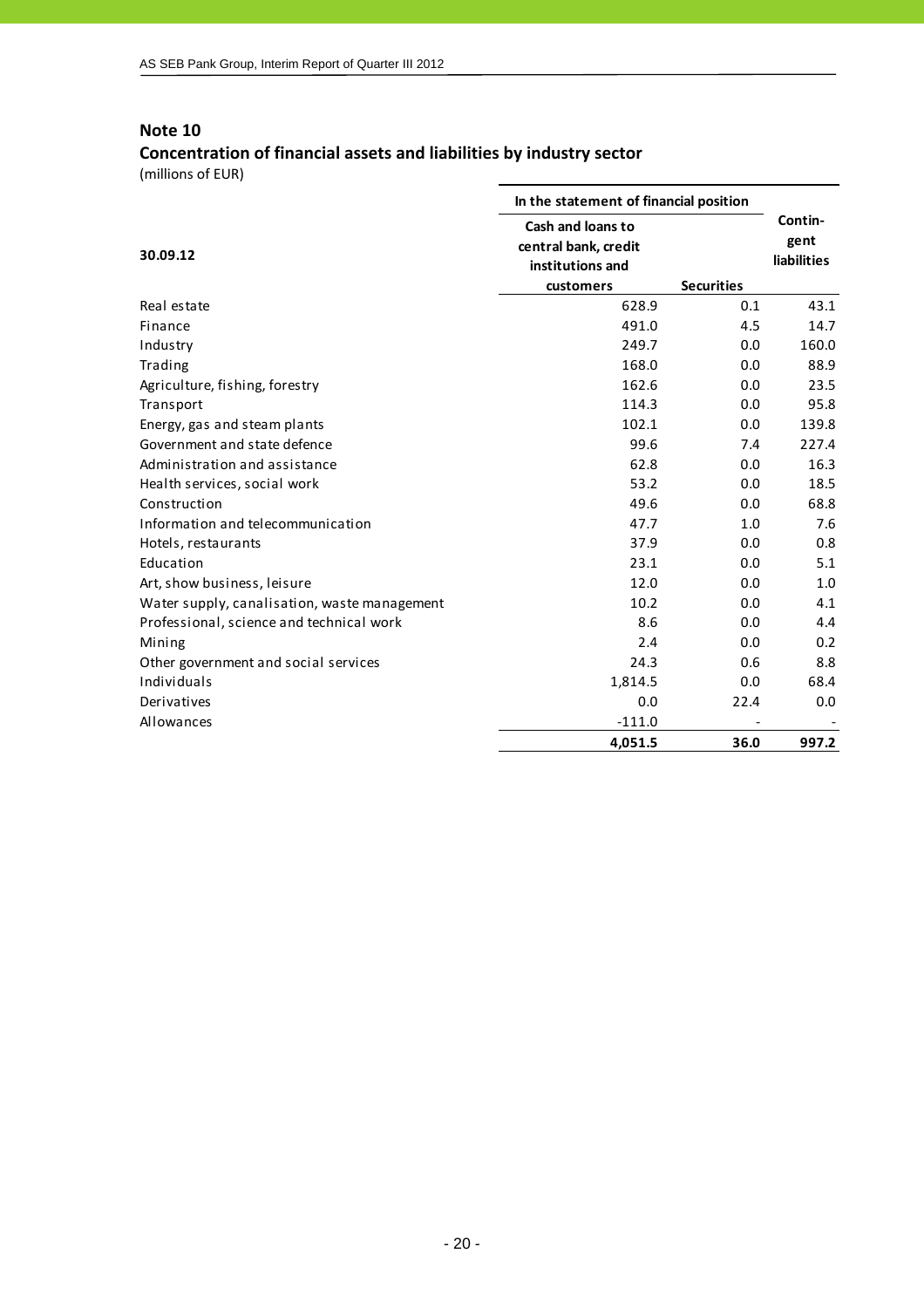## Note 10

### Concentration of financial assets and liabilities by industry sector

(millions of EUR)

| 30.09.12 | In the statement of financial position | | Contin-gent liabilities |
|---|---|---|---|
| | Cash and loans to central bank, credit institutions and customers | Securities | |
| Real estate | 628.9 | 0.1 | 43.1 |
| Finance | 491.0 | 4.5 | 14.7 |
| Industry | 249.7 | 0.0 | 160.0 |
| Trading | 168.0 | 0.0 | 88.9 |
| Agriculture, fishing, forestry | 162.6 | 0.0 | 23.5 |
| Transport | 114.3 | 0.0 | 95.8 |
| Energy, gas and steam plants | 102.1 | 0.0 | 139.8 |
| Government and state defence | 99.6 | 7.4 | 227.4 |
| Administration and assistance | 62.8 | 0.0 | 16.3 |
| Health services, social work | 53.2 | 0.0 | 18.5 |
| Construction | 49.6 | 0.0 | 68.8 |
| Information and telecommunication | 47.7 | 1.0 | 7.6 |
| Hotels, restaurants | 37.9 | 0.0 | 0.8 |
| Education | 23.1 | 0.0 | 5.1 |
| Art, show business, leisure | 12.0 | 0.0 | 1.0 |
| Water supply, canalisation, waste management | 10.2 | 0.0 | 4.1 |
| Professional, science and technical work | 8.6 | 0.0 | 4.4 |
| Mining | 2.4 | 0.0 | 0.2 |
| Other government and social services | 24.3 | 0.6 | 8.8 |
| Individuals | 1,814.5 | 0.0 | 68.4 |
| Derivatives | 0.0 | 22.4 | 0.0 |
| Allowances | -111.0 | - | - |
| | **4,051.5** | **36.0** | **997.2** |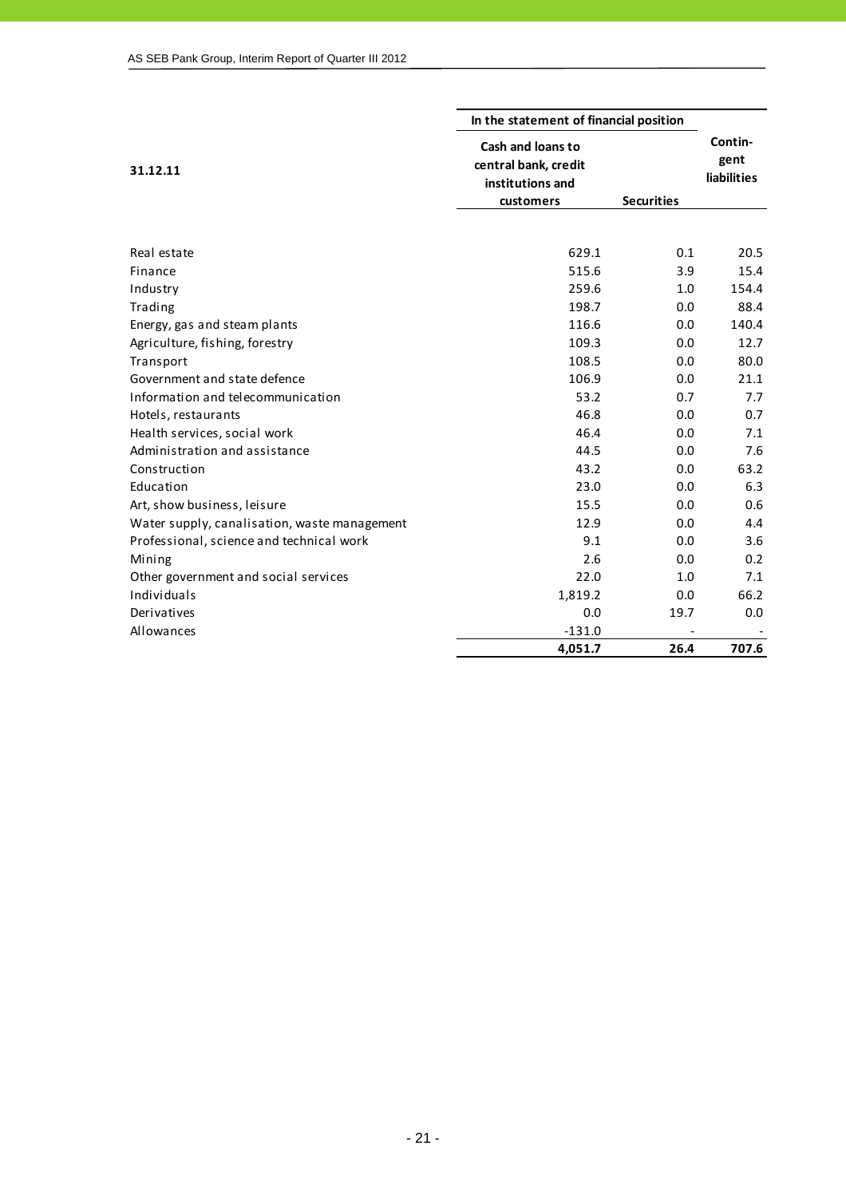| 31.12.11 | In the statement of financial position | | Contin-gent liabilities |
|---|---|---|---|
| | Cash and loans to central bank, credit institutions and customers | Securities | |
| Real estate | 629.1 | 0.1 | 20.5 |
| Finance | 515.6 | 3.9 | 15.4 |
| Industry | 259.6 | 1.0 | 154.4 |
| Trading | 198.7 | 0.0 | 88.4 |
| Energy, gas and steam plants | 116.6 | 0.0 | 140.4 |
| Agriculture, fishing, forestry | 109.3 | 0.0 | 12.7 |
| Transport | 108.5 | 0.0 | 80.0 |
| Government and state defence | 106.9 | 0.0 | 21.1 |
| Information and telecommunication | 53.2 | 0.7 | 7.7 |
| Hotels, restaurants | 46.8 | 0.0 | 0.7 |
| Health services, social work | 46.4 | 0.0 | 7.1 |
| Administration and assistance | 44.5 | 0.0 | 7.6 |
| Construction | 43.2 | 0.0 | 63.2 |
| Education | 23.0 | 0.0 | 6.3 |
| Art, show business, leisure | 15.5 | 0.0 | 0.6 |
| Water supply, canalisation, waste management | 12.9 | 0.0 | 4.4 |
| Professional, science and technical work | 9.1 | 0.0 | 3.6 |
| Mining | 2.6 | 0.0 | 0.2 |
| Other government and social services | 22.0 | 1.0 | 7.1 |
| Individuals | 1,819.2 | 0.0 | 66.2 |
| Derivatives | 0.0 | 19.7 | 0.0 |
| Allowances | -131.0 | - | - |
| | **4,051.7** | **26.4** | **707.6** |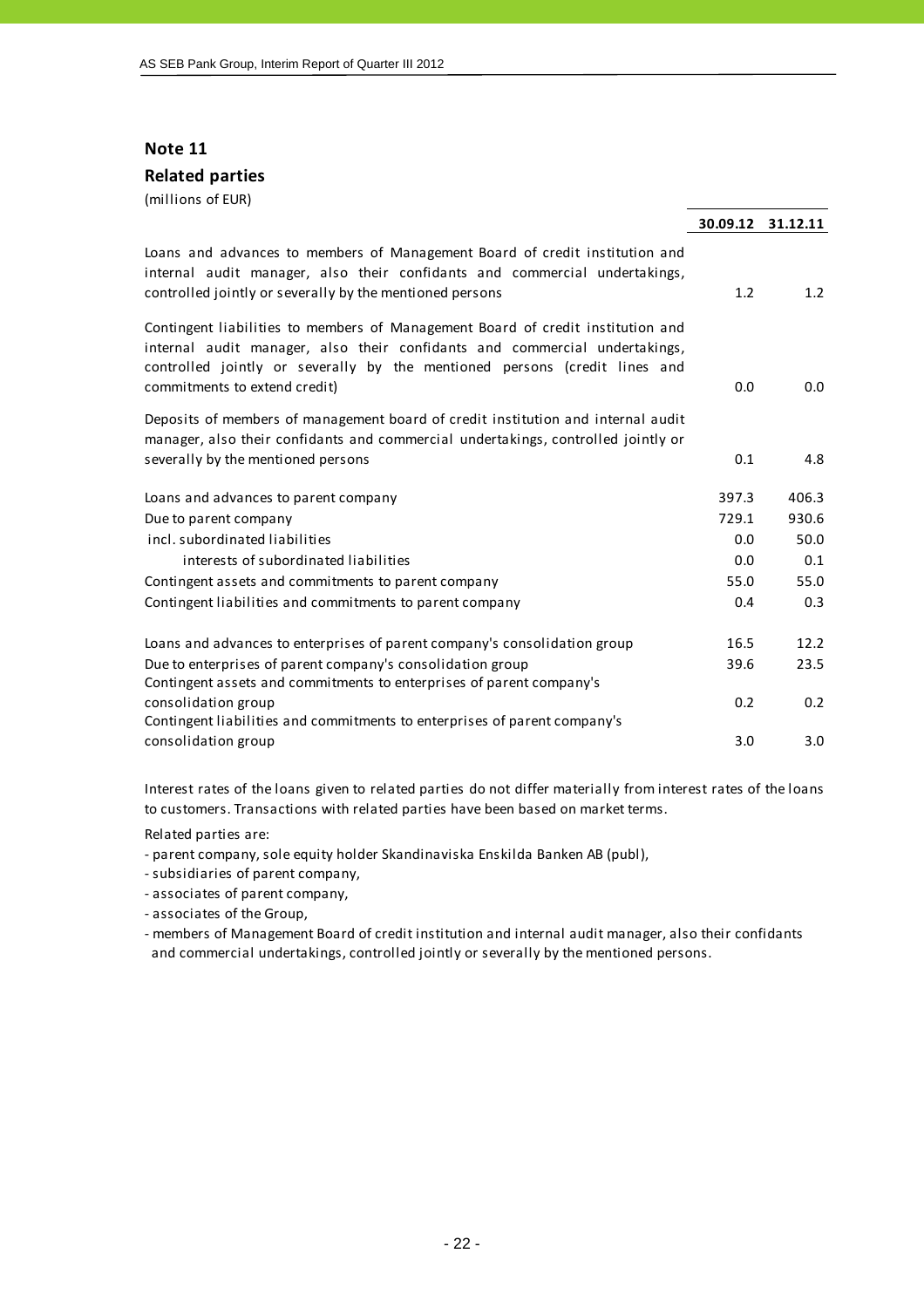## Note 11

## Related parties

(millions of EUR)

| | 30.09.12 | 31.12.11 |
|---|---|---|
| Loans and advances to members of Management Board of credit institution and internal audit manager, also their confidants and commercial undertakings, controlled jointly or severally by the mentioned persons | 1.2 | 1.2 |
| Contingent liabilities to members of Management Board of credit institution and internal audit manager, also their confidants and commercial undertakings, controlled jointly or severally by the mentioned persons (credit lines and commitments to extend credit) | 0.0 | 0.0 |
| Deposits of members of management board of credit institution and internal audit manager, also their confidants and commercial undertakings, controlled jointly or severally by the mentioned persons | 0.1 | 4.8 |
| Loans and advances to parent company | 397.3 | 406.3 |
| Due to parent company | 729.1 | 930.6 |
| incl. subordinated liabilities | 0.0 | 50.0 |
| interests of subordinated liabilities | 0.0 | 0.1 |
| Contingent assets and commitments to parent company | 55.0 | 55.0 |
| Contingent liabilities and commitments to parent company | 0.4 | 0.3 |
| Loans and advances to enterprises of parent company's consolidation group | 16.5 | 12.2 |
| Due to enterprises of parent company's consolidation group | 39.6 | 23.5 |
| Contingent assets and commitments to enterprises of parent company's consolidation group | 0.2 | 0.2 |
| Contingent liabilities and commitments to enterprises of parent company's consolidation group | 3.0 | 3.0 |

Interest rates of the loans given to related parties do not differ materially from interest rates of the loans to customers. Transactions with related parties have been based on market terms.

Related parties are:

- parent company, sole equity holder Skandinaviska Enskilda Banken AB (publ),
- subsidiaries of parent company,
- associates of parent company,
- associates of the Group,
- members of Management Board of credit institution and internal audit manager, also their confidants and commercial undertakings, controlled jointly or severally by the mentioned persons.